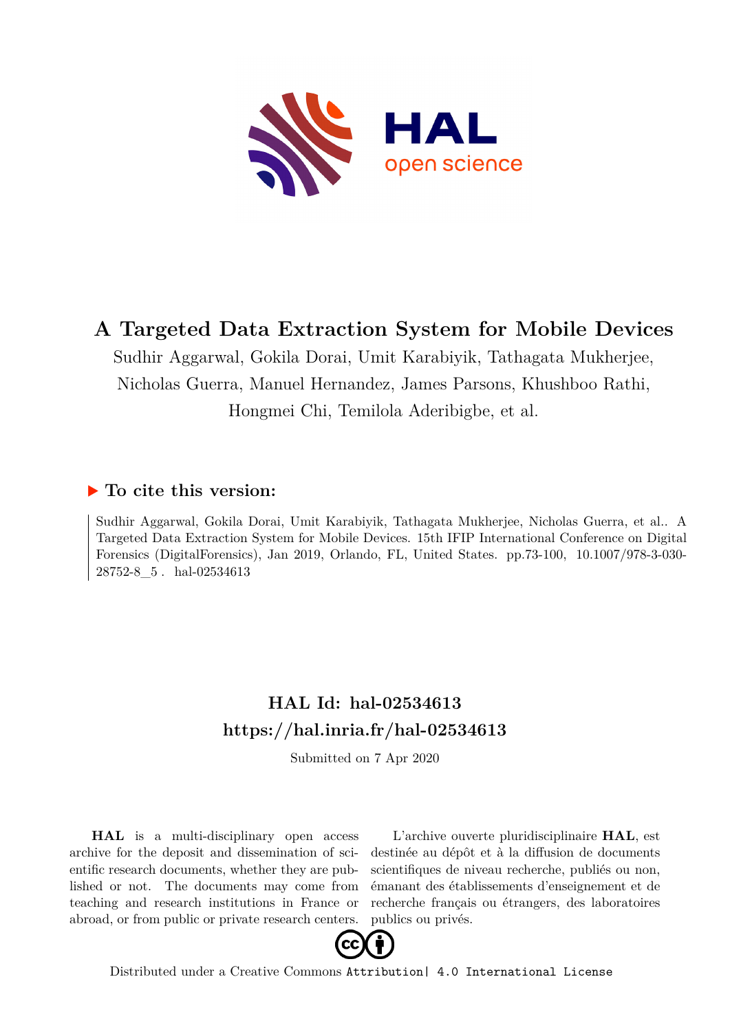# A Targeted Data Extraction System for Mobile Devices

Sudhir Aggarwal, Gokila Dorai, Umit Karabiyik, Tathagata Mukherjee, Nicholas Guerra, Manuel Hernandez, James Parsons, Khushboo Rathi, Hongmei Chi, Temilola Aderibigbe, et al.

## ▶ To cite this version:

Sudhir Aggarwal, Gokila Dorai, Umit Karabiyik, Tathagata Mukherjee, Nicholas Guerra, et al.. A Targeted Data Extraction System for Mobile Devices. 15th IFIP International Conference on Digital Forensics (DigitalForensics), Jan 2019, Orlando, FL, United States. pp.73-100, 10.1007/978-3-030-28752-8_5 . hal-02534613

## HAL Id: hal-02534613

## https://hal.inria.fr/hal-02534613

Submitted on 7 Apr 2020

**HAL** is a multi-disciplinary open access archive for the deposit and dissemination of scientific research documents, whether they are published or not. The documents may come from teaching and research institutions in France or abroad, or from public or private research centers.

L'archive ouverte pluridisciplinaire **HAL**, est destinée au dépôt et à la diffusion de documents scientifiques de niveau recherche, publiés ou non, émanant des établissements d'enseignement et de recherche français ou étrangers, des laboratoires publics ou privés.

Distributed under a Creative Commons Attribution| 4.0 International License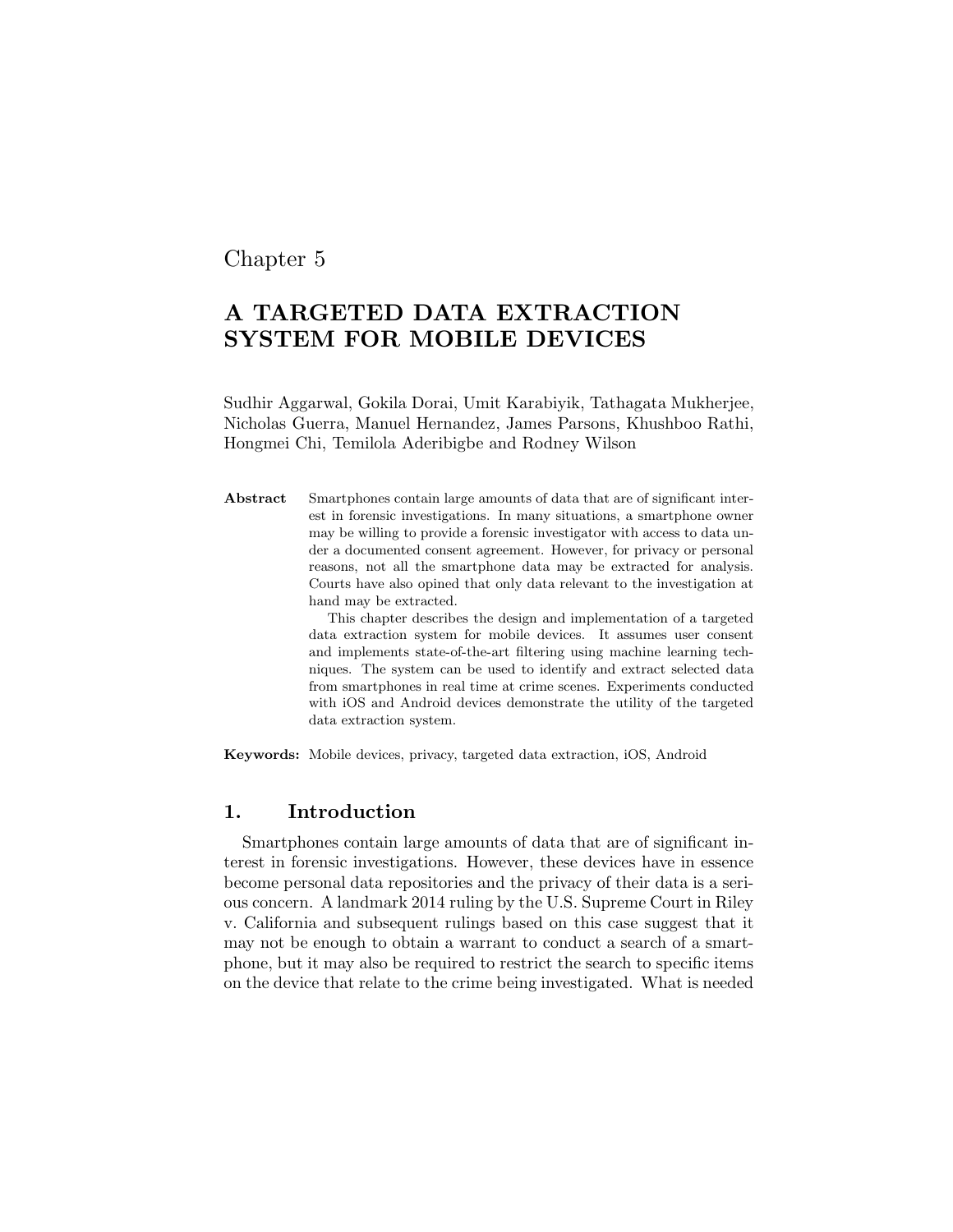Chapter 5

# A TARGETED DATA EXTRACTION SYSTEM FOR MOBILE DEVICES

Sudhir Aggarwal, Gokila Dorai, Umit Karabiyik, Tathagata Mukherjee, Nicholas Guerra, Manuel Hernandez, James Parsons, Khushboo Rathi, Hongmei Chi, Temilola Aderibigbe and Rodney Wilson

**Abstract** Smartphones contain large amounts of data that are of significant interest in forensic investigations. In many situations, a smartphone owner may be willing to provide a forensic investigator with access to data under a documented consent agreement. However, for privacy or personal reasons, not all the smartphone data may be extracted for analysis. Courts have also opined that only data relevant to the investigation at hand may be extracted.

This chapter describes the design and implementation of a targeted data extraction system for mobile devices. It assumes user consent and implements state-of-the-art filtering using machine learning techniques. The system can be used to identify and extract selected data from smartphones in real time at crime scenes. Experiments conducted with iOS and Android devices demonstrate the utility of the targeted data extraction system.

**Keywords:** Mobile devices, privacy, targeted data extraction, iOS, Android

## 1. Introduction

Smartphones contain large amounts of data that are of significant interest in forensic investigations. However, these devices have in essence become personal data repositories and the privacy of their data is a serious concern. A landmark 2014 ruling by the U.S. Supreme Court in Riley v. California and subsequent rulings based on this case suggest that it may not be enough to obtain a warrant to conduct a search of a smartphone, but it may also be required to restrict the search to specific items on the device that relate to the crime being investigated. What is needed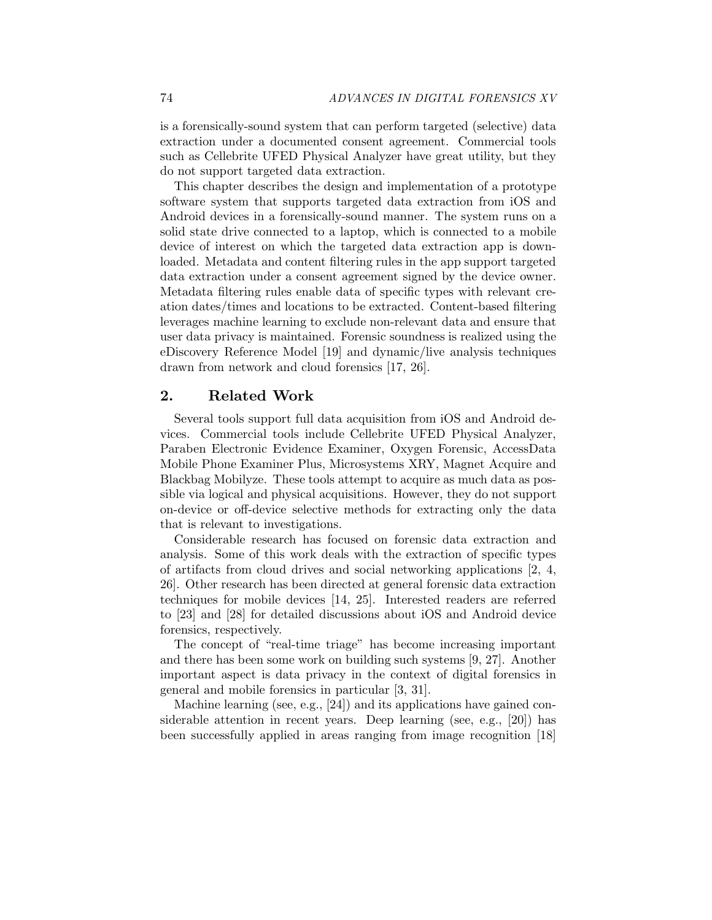is a forensically-sound system that can perform targeted (selective) data extraction under a documented consent agreement. Commercial tools such as Cellebrite UFED Physical Analyzer have great utility, but they do not support targeted data extraction.

This chapter describes the design and implementation of a prototype software system that supports targeted data extraction from iOS and Android devices in a forensically-sound manner. The system runs on a solid state drive connected to a laptop, which is connected to a mobile device of interest on which the targeted data extraction app is downloaded. Metadata and content filtering rules in the app support targeted data extraction under a consent agreement signed by the device owner. Metadata filtering rules enable data of specific types with relevant creation dates/times and locations to be extracted. Content-based filtering leverages machine learning to exclude non-relevant data and ensure that user data privacy is maintained. Forensic soundness is realized using the eDiscovery Reference Model [19] and dynamic/live analysis techniques drawn from network and cloud forensics [17, 26].

## 2. Related Work

Several tools support full data acquisition from iOS and Android devices. Commercial tools include Cellebrite UFED Physical Analyzer, Paraben Electronic Evidence Examiner, Oxygen Forensic, AccessData Mobile Phone Examiner Plus, Microsystems XRY, Magnet Acquire and Blackbag Mobilyze. These tools attempt to acquire as much data as possible via logical and physical acquisitions. However, they do not support on-device or off-device selective methods for extracting only the data that is relevant to investigations.

Considerable research has focused on forensic data extraction and analysis. Some of this work deals with the extraction of specific types of artifacts from cloud drives and social networking applications [2, 4, 26]. Other research has been directed at general forensic data extraction techniques for mobile devices [14, 25]. Interested readers are referred to [23] and [28] for detailed discussions about iOS and Android device forensics, respectively.

The concept of "real-time triage" has become increasing important and there has been some work on building such systems [9, 27]. Another important aspect is data privacy in the context of digital forensics in general and mobile forensics in particular [3, 31].

Machine learning (see, e.g., [24]) and its applications have gained considerable attention in recent years. Deep learning (see, e.g., [20]) has been successfully applied in areas ranging from image recognition [18]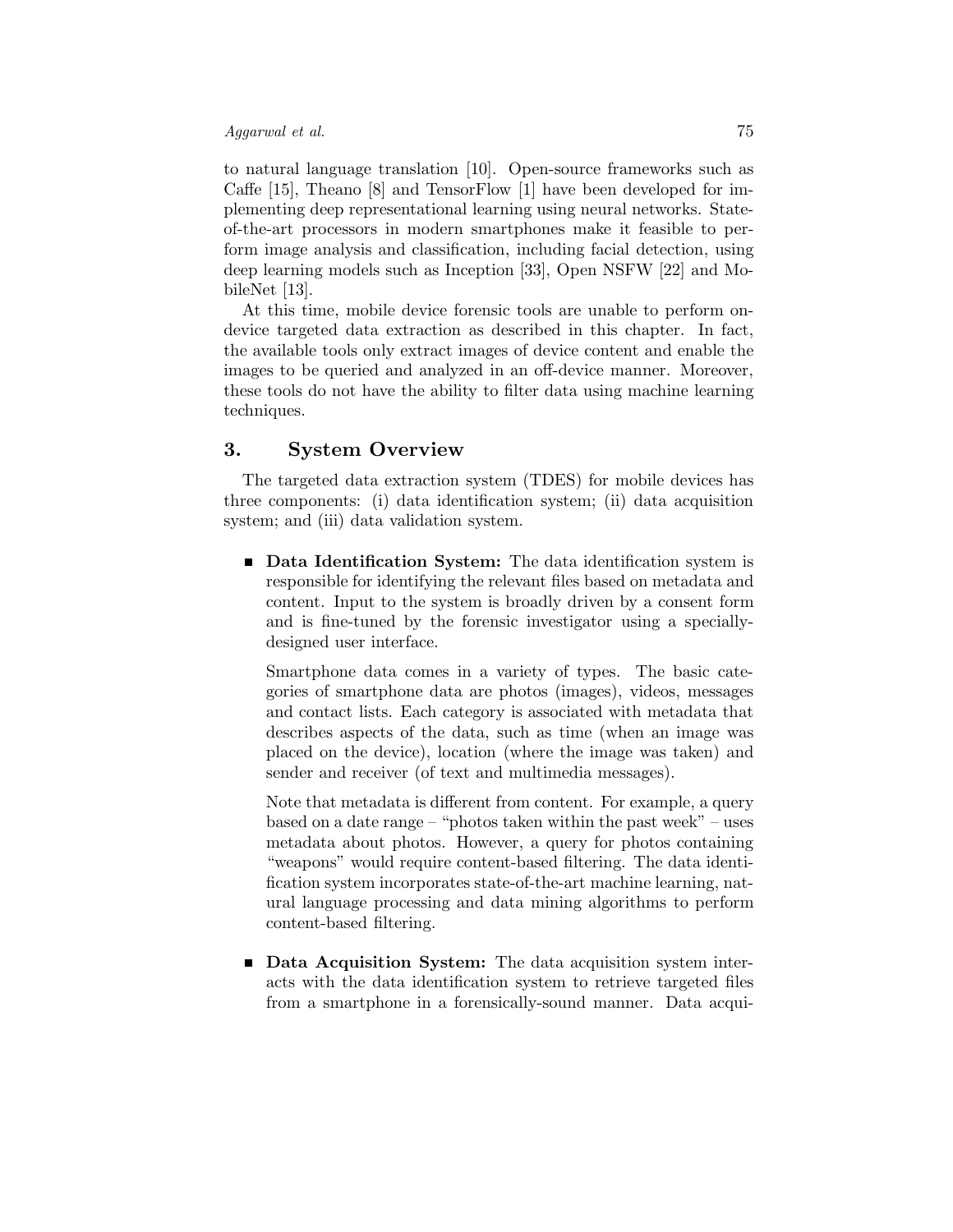to natural language translation [10]. Open-source frameworks such as Caffe [15], Theano [8] and TensorFlow [1] have been developed for implementing deep representational learning using neural networks. State-of-the-art processors in modern smartphones make it feasible to perform image analysis and classification, including facial detection, using deep learning models such as Inception [33], Open NSFW [22] and MobileNet [13].

At this time, mobile device forensic tools are unable to perform on-device targeted data extraction as described in this chapter. In fact, the available tools only extract images of device content and enable the images to be queried and analyzed in an off-device manner. Moreover, these tools do not have the ability to filter data using machine learning techniques.

## 3. System Overview

The targeted data extraction system (TDES) for mobile devices has three components: (i) data identification system; (ii) data acquisition system; and (iii) data validation system.

- **Data Identification System:** The data identification system is responsible for identifying the relevant files based on metadata and content. Input to the system is broadly driven by a consent form and is fine-tuned by the forensic investigator using a specially-designed user interface.

  Smartphone data comes in a variety of types. The basic categories of smartphone data are photos (images), videos, messages and contact lists. Each category is associated with metadata that describes aspects of the data, such as time (when an image was placed on the device), location (where the image was taken) and sender and receiver (of text and multimedia messages).

  Note that metadata is different from content. For example, a query based on a date range – "photos taken within the past week" – uses metadata about photos. However, a query for photos containing "weapons" would require content-based filtering. The data identification system incorporates state-of-the-art machine learning, natural language processing and data mining algorithms to perform content-based filtering.

- **Data Acquisition System:** The data acquisition system interacts with the data identification system to retrieve targeted files from a smartphone in a forensically-sound manner. Data acqui-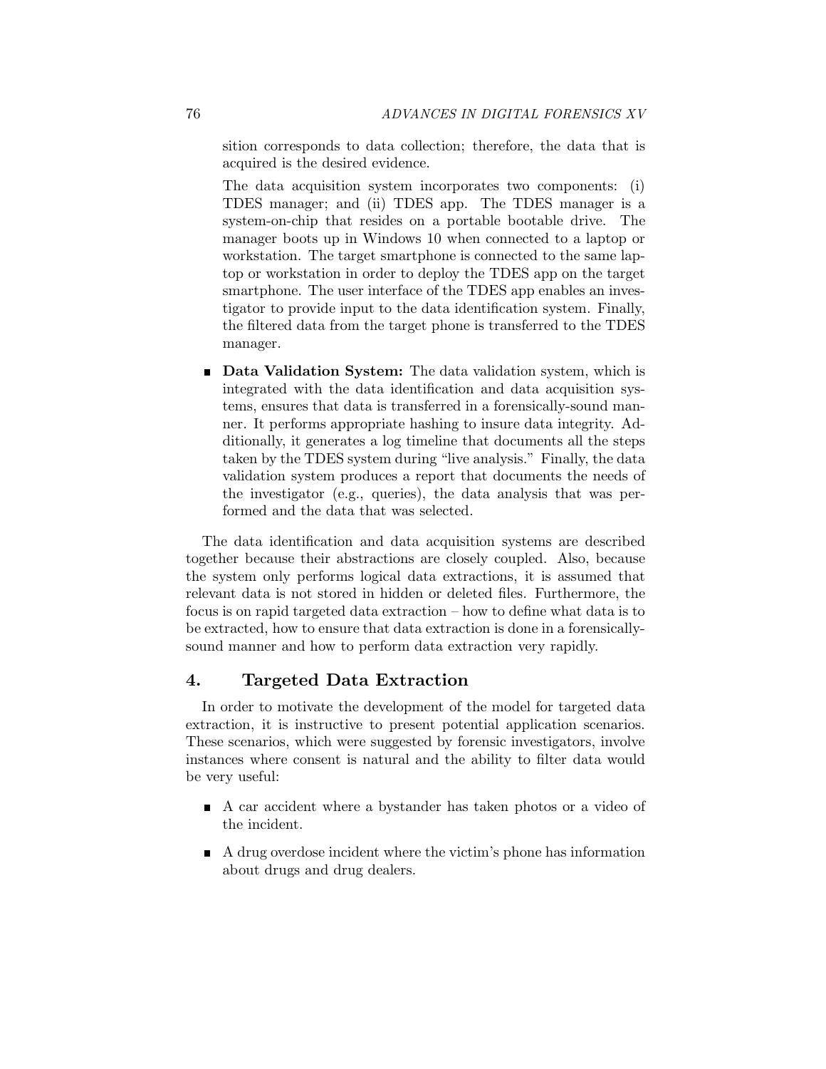sition corresponds to data collection; therefore, the data that is acquired is the desired evidence.

The data acquisition system incorporates two components: (i) TDES manager; and (ii) TDES app. The TDES manager is a system-on-chip that resides on a portable bootable drive. The manager boots up in Windows 10 when connected to a laptop or workstation. The target smartphone is connected to the same laptop or workstation in order to deploy the TDES app on the target smartphone. The user interface of the TDES app enables an investigator to provide input to the data identification system. Finally, the filtered data from the target phone is transferred to the TDES manager.

- **Data Validation System:** The data validation system, which is integrated with the data identification and data acquisition systems, ensures that data is transferred in a forensically-sound manner. It performs appropriate hashing to insure data integrity. Additionally, it generates a log timeline that documents all the steps taken by the TDES system during "live analysis." Finally, the data validation system produces a report that documents the needs of the investigator (e.g., queries), the data analysis that was performed and the data that was selected.

The data identification and data acquisition systems are described together because their abstractions are closely coupled. Also, because the system only performs logical data extractions, it is assumed that relevant data is not stored in hidden or deleted files. Furthermore, the focus is on rapid targeted data extraction – how to define what data is to be extracted, how to ensure that data extraction is done in a forensically-sound manner and how to perform data extraction very rapidly.

## 4. Targeted Data Extraction

In order to motivate the development of the model for targeted data extraction, it is instructive to present potential application scenarios. These scenarios, which were suggested by forensic investigators, involve instances where consent is natural and the ability to filter data would be very useful:

- A car accident where a bystander has taken photos or a video of the incident.
- A drug overdose incident where the victim's phone has information about drugs and drug dealers.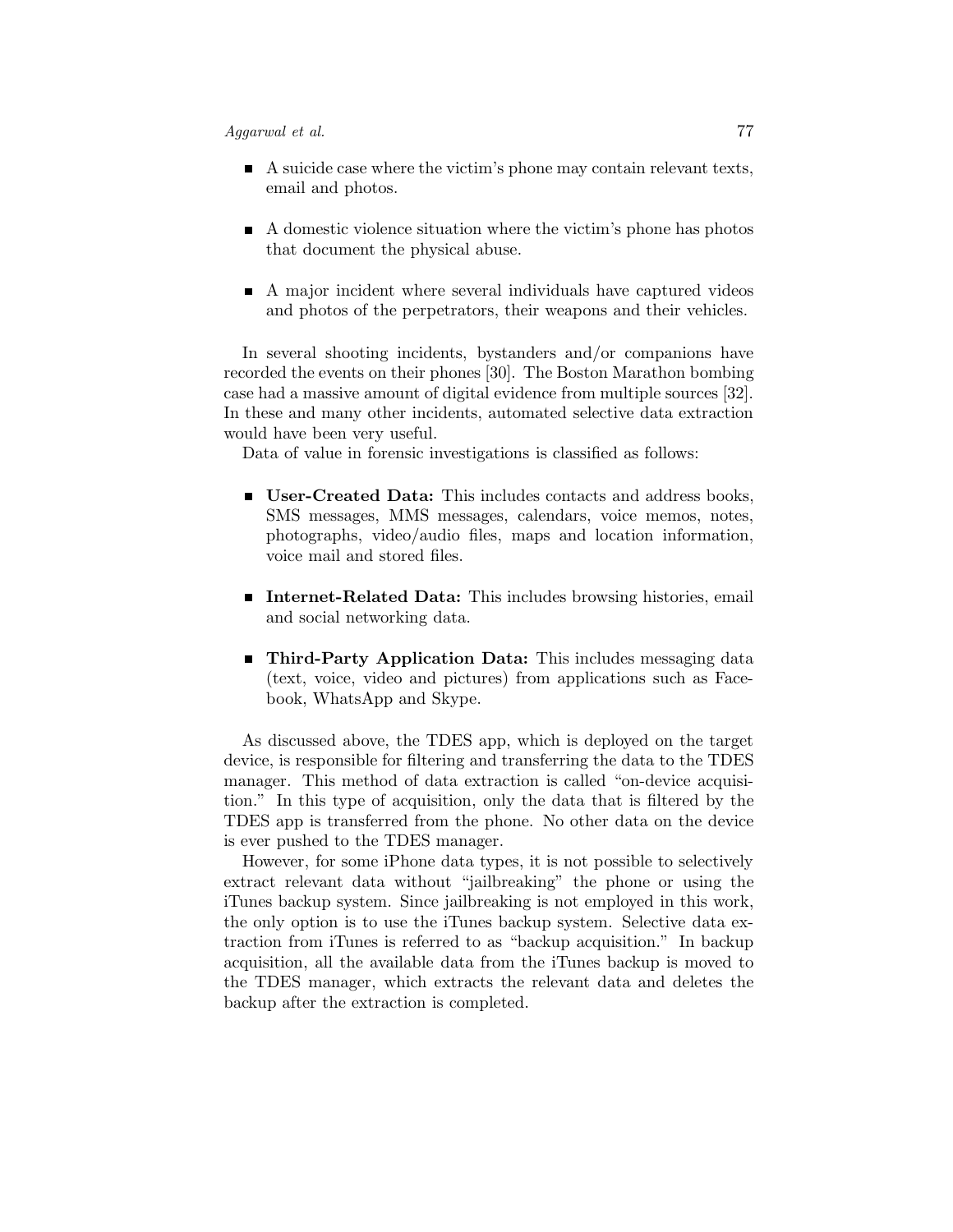- A suicide case where the victim's phone may contain relevant texts, email and photos.

- A domestic violence situation where the victim's phone has photos that document the physical abuse.

- A major incident where several individuals have captured videos and photos of the perpetrators, their weapons and their vehicles.

In several shooting incidents, bystanders and/or companions have recorded the events on their phones [30]. The Boston Marathon bombing case had a massive amount of digital evidence from multiple sources [32]. In these and many other incidents, automated selective data extraction would have been very useful.

Data of value in forensic investigations is classified as follows:

- **User-Created Data:** This includes contacts and address books, SMS messages, MMS messages, calendars, voice memos, notes, photographs, video/audio files, maps and location information, voice mail and stored files.

- **Internet-Related Data:** This includes browsing histories, email and social networking data.

- **Third-Party Application Data:** This includes messaging data (text, voice, video and pictures) from applications such as Facebook, WhatsApp and Skype.

As discussed above, the TDES app, which is deployed on the target device, is responsible for filtering and transferring the data to the TDES manager. This method of data extraction is called "on-device acquisition." In this type of acquisition, only the data that is filtered by the TDES app is transferred from the phone. No other data on the device is ever pushed to the TDES manager.

However, for some iPhone data types, it is not possible to selectively extract relevant data without "jailbreaking" the phone or using the iTunes backup system. Since jailbreaking is not employed in this work, the only option is to use the iTunes backup system. Selective data extraction from iTunes is referred to as "backup acquisition." In backup acquisition, all the available data from the iTunes backup is moved to the TDES manager, which extracts the relevant data and deletes the backup after the extraction is completed.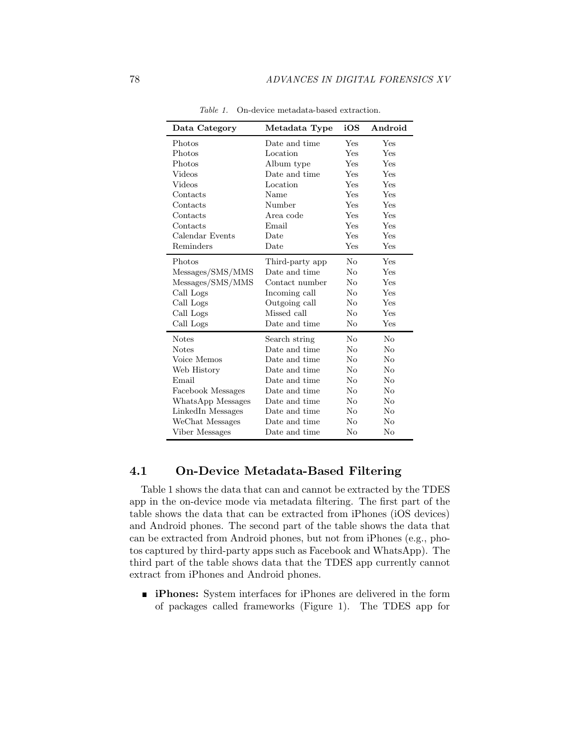*Table 1.* On-device metadata-based extraction.

| Data Category | Metadata Type | iOS | Android |
|---|---|---|---|
| Photos | Date and time | Yes | Yes |
| Photos | Location | Yes | Yes |
| Photos | Album type | Yes | Yes |
| Videos | Date and time | Yes | Yes |
| Videos | Location | Yes | Yes |
| Contacts | Name | Yes | Yes |
| Contacts | Number | Yes | Yes |
| Contacts | Area code | Yes | Yes |
| Contacts | Email | Yes | Yes |
| Calendar Events | Date | Yes | Yes |
| Reminders | Date | Yes | Yes |
| Photos | Third-party app | No | Yes |
| Messages/SMS/MMS | Date and time | No | Yes |
| Messages/SMS/MMS | Contact number | No | Yes |
| Call Logs | Incoming call | No | Yes |
| Call Logs | Outgoing call | No | Yes |
| Call Logs | Missed call | No | Yes |
| Call Logs | Date and time | No | Yes |
| Notes | Search string | No | No |
| Notes | Date and time | No | No |
| Voice Memos | Date and time | No | No |
| Web History | Date and time | No | No |
| Email | Date and time | No | No |
| Facebook Messages | Date and time | No | No |
| WhatsApp Messages | Date and time | No | No |
| LinkedIn Messages | Date and time | No | No |
| WeChat Messages | Date and time | No | No |
| Viber Messages | Date and time | No | No |

## 4.1 On-Device Metadata-Based Filtering

Table 1 shows the data that can and cannot be extracted by the TDES app in the on-device mode via metadata filtering. The first part of the table shows the data that can be extracted from iPhones (iOS devices) and Android phones. The second part of the table shows the data that can be extracted from Android phones, but not from iPhones (e.g., photos captured by third-party apps such as Facebook and WhatsApp). The third part of the table shows data that the TDES app currently cannot extract from iPhones and Android phones.

- **iPhones:** System interfaces for iPhones are delivered in the form of packages called frameworks (Figure 1). The TDES app for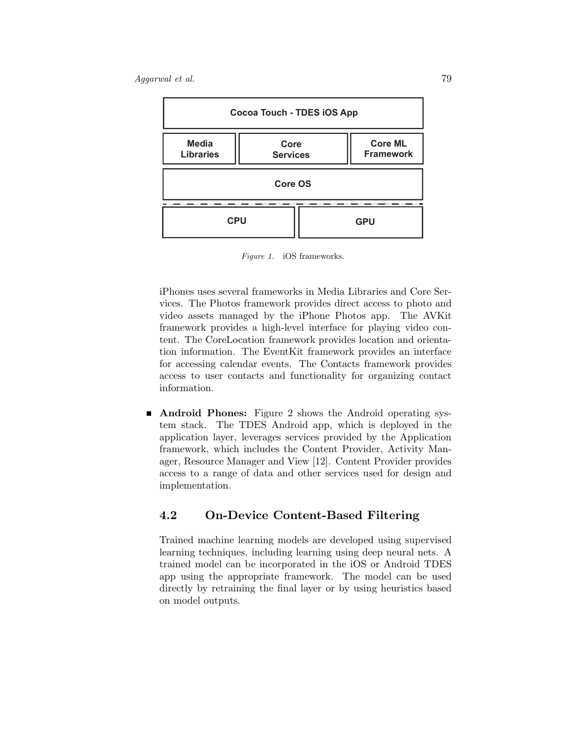| Cocoa Touch - TDES iOS App | | |
|---|---|---|
| Media Libraries | Core Services | Core ML Framework |
| Core OS | | |
| CPU | GPU | |

*Figure 1.* iOS frameworks.

iPhones uses several frameworks in Media Libraries and Core Services. The Photos framework provides direct access to photo and video assets managed by the iPhone Photos app. The AVKit framework provides a high-level interface for playing video content. The CoreLocation framework provides location and orientation information. The EventKit framework provides an interface for accessing calendar events. The Contacts framework provides access to user contacts and functionality for organizing contact information.

- **Android Phones:** Figure 2 shows the Android operating system stack. The TDES Android app, which is deployed in the application layer, leverages services provided by the Application framework, which includes the Content Provider, Activity Manager, Resource Manager and View [12]. Content Provider provides access to a range of data and other services used for design and implementation.

## 4.2 On-Device Content-Based Filtering

Trained machine learning models are developed using supervised learning techniques, including learning using deep neural nets. A trained model can be incorporated in the iOS or Android TDES app using the appropriate framework. The model can be used directly by retraining the final layer or by using heuristics based on model outputs.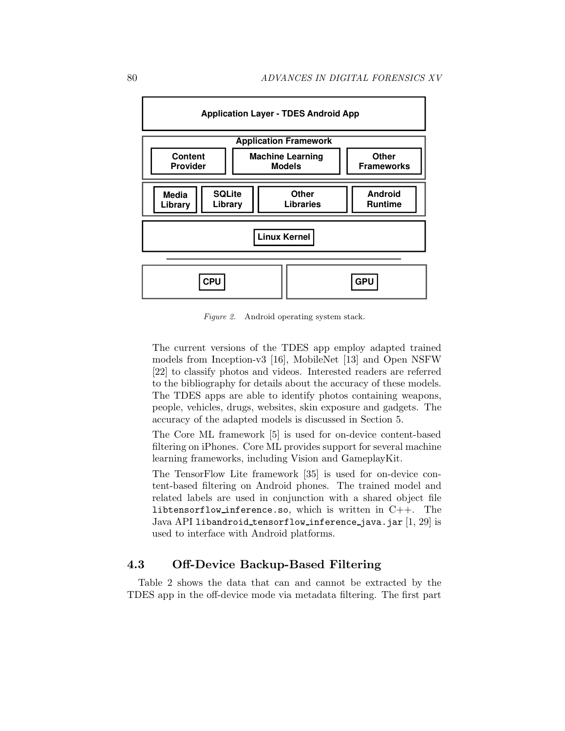Figure 2. Android operating system stack.

The current versions of the TDES app employ adapted trained models from Inception-v3 [16], MobileNet [13] and Open NSFW [22] to classify photos and videos. Interested readers are referred to the bibliography for details about the accuracy of these models. The TDES apps are able to identify photos containing weapons, people, vehicles, drugs, websites, skin exposure and gadgets. The accuracy of the adapted models is discussed in Section 5.

The Core ML framework [5] is used for on-device content-based filtering on iPhones. Core ML provides support for several machine learning frameworks, including Vision and GameplayKit.

The TensorFlow Lite framework [35] is used for on-device content-based filtering on Android phones. The trained model and related labels are used in conjunction with a shared object file `libtensorflow_inference.so`, which is written in C++. The Java API `libandroid_tensorflow_inference_java.jar` [1, 29] is used to interface with Android platforms.

## 4.3 Off-Device Backup-Based Filtering

Table 2 shows the data that can and cannot be extracted by the TDES app in the off-device mode via metadata filtering. The first part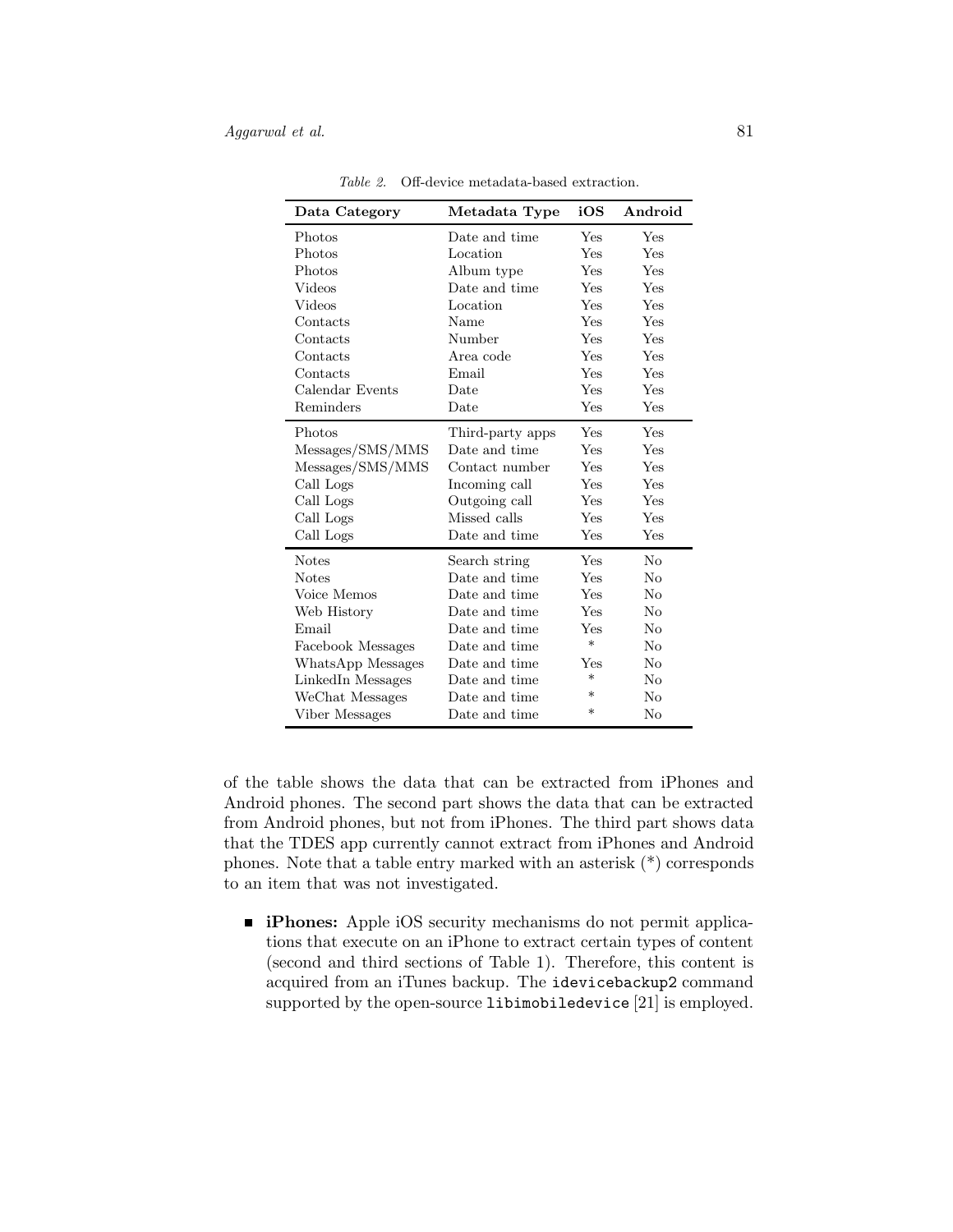*Table 2.* Off-device metadata-based extraction.

| Data Category | Metadata Type | iOS | Android |
|---|---|---|---|
| Photos | Date and time | Yes | Yes |
| Photos | Location | Yes | Yes |
| Photos | Album type | Yes | Yes |
| Videos | Date and time | Yes | Yes |
| Videos | Location | Yes | Yes |
| Contacts | Name | Yes | Yes |
| Contacts | Number | Yes | Yes |
| Contacts | Area code | Yes | Yes |
| Contacts | Email | Yes | Yes |
| Calendar Events | Date | Yes | Yes |
| Reminders | Date | Yes | Yes |
| Photos | Third-party apps | Yes | Yes |
| Messages/SMS/MMS | Date and time | Yes | Yes |
| Messages/SMS/MMS | Contact number | Yes | Yes |
| Call Logs | Incoming call | Yes | Yes |
| Call Logs | Outgoing call | Yes | Yes |
| Call Logs | Missed calls | Yes | Yes |
| Call Logs | Date and time | Yes | Yes |
| Notes | Search string | Yes | No |
| Notes | Date and time | Yes | No |
| Voice Memos | Date and time | Yes | No |
| Web History | Date and time | Yes | No |
| Email | Date and time | Yes | No |
| Facebook Messages | Date and time | * | No |
| WhatsApp Messages | Date and time | Yes | No |
| LinkedIn Messages | Date and time | * | No |
| WeChat Messages | Date and time | * | No |
| Viber Messages | Date and time | * | No |

of the table shows the data that can be extracted from iPhones and Android phones. The second part shows the data that can be extracted from Android phones, but not from iPhones. The third part shows data that the TDES app currently cannot extract from iPhones and Android phones. Note that a table entry marked with an asterisk (*) corresponds to an item that was not investigated.

- **iPhones:** Apple iOS security mechanisms do not permit applications that execute on an iPhone to extract certain types of content (second and third sections of Table 1). Therefore, this content is acquired from an iTunes backup. The `idevicebackup2` command supported by the open-source `libimobiledevice` [21] is employed.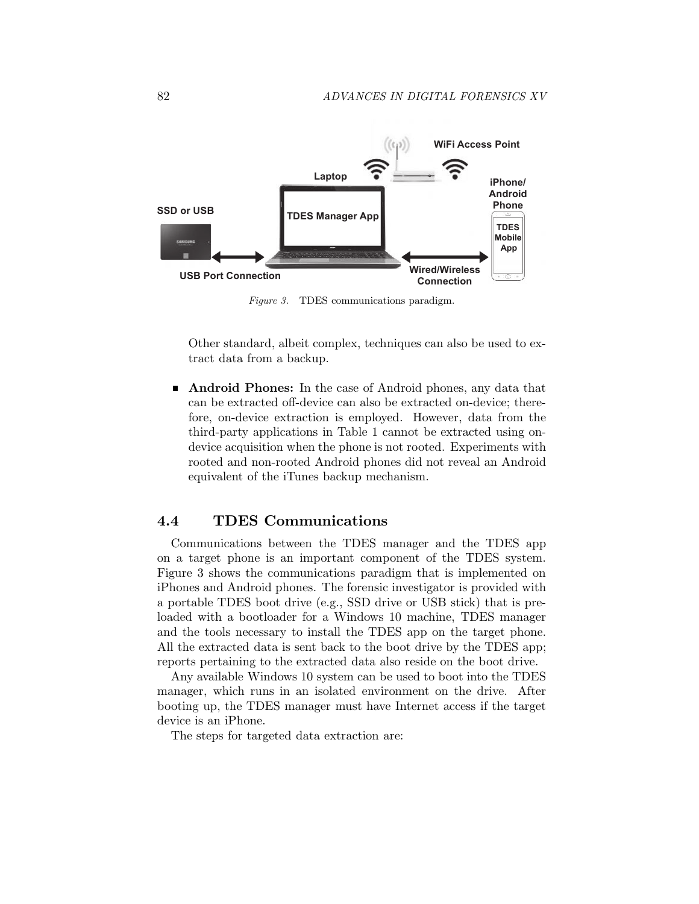*Figure 3.* TDES communications paradigm.

Other standard, albeit complex, techniques can also be used to extract data from a backup.

- **Android Phones:** In the case of Android phones, any data that can be extracted off-device can also be extracted on-device; therefore, on-device extraction is employed. However, data from the third-party applications in Table 1 cannot be extracted using on-device acquisition when the phone is not rooted. Experiments with rooted and non-rooted Android phones did not reveal an Android equivalent of the iTunes backup mechanism.

## 4.4 TDES Communications

Communications between the TDES manager and the TDES app on a target phone is an important component of the TDES system. Figure 3 shows the communications paradigm that is implemented on iPhones and Android phones. The forensic investigator is provided with a portable TDES boot drive (e.g., SSD drive or USB stick) that is preloaded with a bootloader for a Windows 10 machine, TDES manager and the tools necessary to install the TDES app on the target phone. All the extracted data is sent back to the boot drive by the TDES app; reports pertaining to the extracted data also reside on the boot drive.

Any available Windows 10 system can be used to boot into the TDES manager, which runs in an isolated environment on the drive. After booting up, the TDES manager must have Internet access if the target device is an iPhone.

The steps for targeted data extraction are: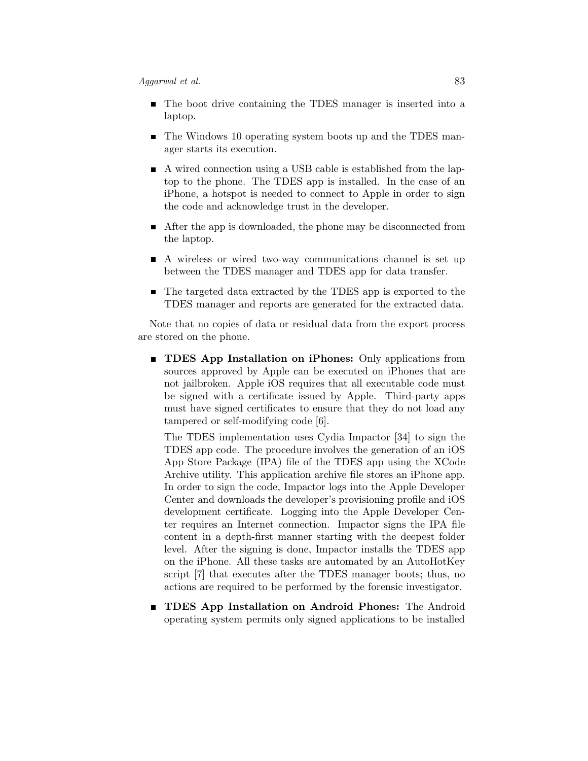- The boot drive containing the TDES manager is inserted into a laptop.

- The Windows 10 operating system boots up and the TDES manager starts its execution.

- A wired connection using a USB cable is established from the laptop to the phone. The TDES app is installed. In the case of an iPhone, a hotspot is needed to connect to Apple in order to sign the code and acknowledge trust in the developer.

- After the app is downloaded, the phone may be disconnected from the laptop.

- A wireless or wired two-way communications channel is set up between the TDES manager and TDES app for data transfer.

- The targeted data extracted by the TDES app is exported to the TDES manager and reports are generated for the extracted data.

Note that no copies of data or residual data from the export process are stored on the phone.

- **TDES App Installation on iPhones:** Only applications from sources approved by Apple can be executed on iPhones that are not jailbroken. Apple iOS requires that all executable code must be signed with a certificate issued by Apple. Third-party apps must have signed certificates to ensure that they do not load any tampered or self-modifying code [6].

  The TDES implementation uses Cydia Impactor [34] to sign the TDES app code. The procedure involves the generation of an iOS App Store Package (IPA) file of the TDES app using the XCode Archive utility. This application archive file stores an iPhone app. In order to sign the code, Impactor logs into the Apple Developer Center and downloads the developer's provisioning profile and iOS development certificate. Logging into the Apple Developer Center requires an Internet connection. Impactor signs the IPA file content in a depth-first manner starting with the deepest folder level. After the signing is done, Impactor installs the TDES app on the iPhone. All these tasks are automated by an AutoHotKey script [7] that executes after the TDES manager boots; thus, no actions are required to be performed by the forensic investigator.

- **TDES App Installation on Android Phones:** The Android operating system permits only signed applications to be installed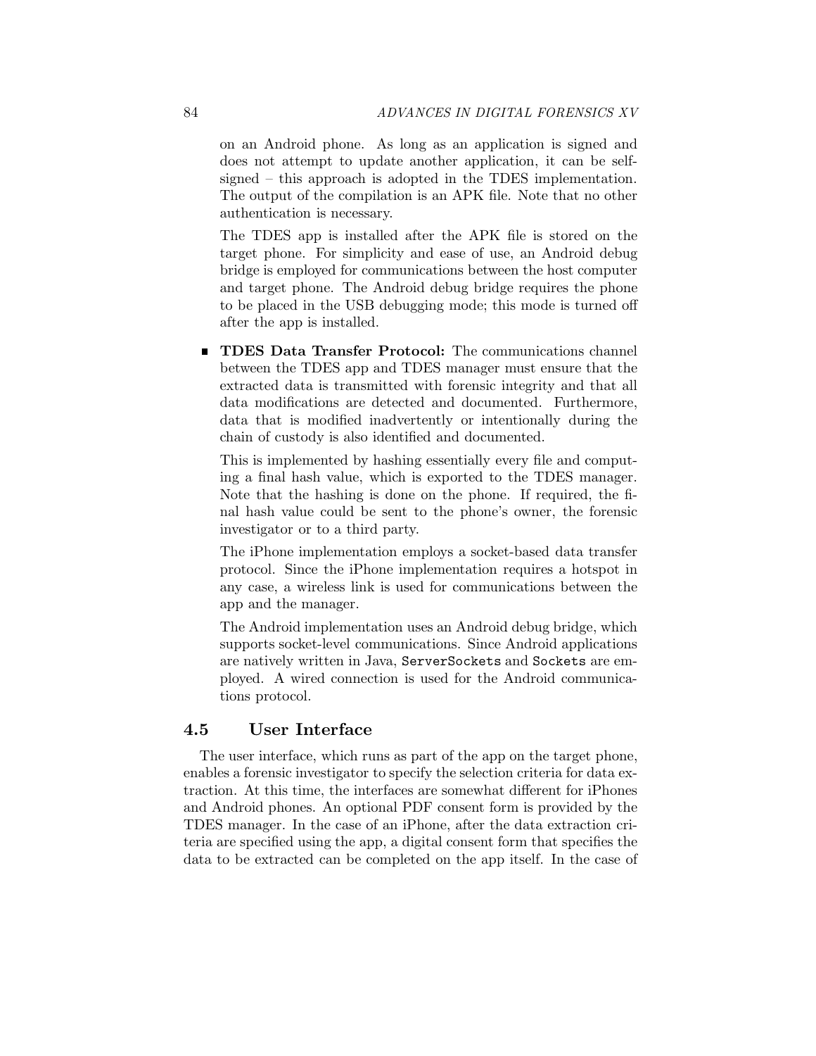on an Android phone. As long as an application is signed and does not attempt to update another application, it can be self-signed – this approach is adopted in the TDES implementation. The output of the compilation is an APK file. Note that no other authentication is necessary.

The TDES app is installed after the APK file is stored on the target phone. For simplicity and ease of use, an Android debug bridge is employed for communications between the host computer and target phone. The Android debug bridge requires the phone to be placed in the USB debugging mode; this mode is turned off after the app is installed.

- **TDES Data Transfer Protocol:** The communications channel between the TDES app and TDES manager must ensure that the extracted data is transmitted with forensic integrity and that all data modifications are detected and documented. Furthermore, data that is modified inadvertently or intentionally during the chain of custody is also identified and documented.

  This is implemented by hashing essentially every file and computing a final hash value, which is exported to the TDES manager. Note that the hashing is done on the phone. If required, the final hash value could be sent to the phone's owner, the forensic investigator or to a third party.

  The iPhone implementation employs a socket-based data transfer protocol. Since the iPhone implementation requires a hotspot in any case, a wireless link is used for communications between the app and the manager.

  The Android implementation uses an Android debug bridge, which supports socket-level communications. Since Android applications are natively written in Java, `ServerSockets` and `Sockets` are employed. A wired connection is used for the Android communications protocol.

## 4.5 User Interface

The user interface, which runs as part of the app on the target phone, enables a forensic investigator to specify the selection criteria for data extraction. At this time, the interfaces are somewhat different for iPhones and Android phones. An optional PDF consent form is provided by the TDES manager. In the case of an iPhone, after the data extraction criteria are specified using the app, a digital consent form that specifies the data to be extracted can be completed on the app itself. In the case of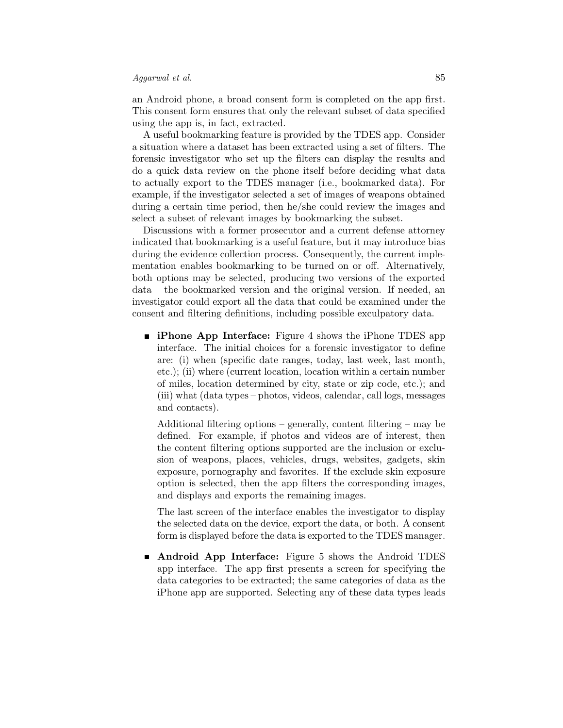an Android phone, a broad consent form is completed on the app first. This consent form ensures that only the relevant subset of data specified using the app is, in fact, extracted.

A useful bookmarking feature is provided by the TDES app. Consider a situation where a dataset has been extracted using a set of filters. The forensic investigator who set up the filters can display the results and do a quick data review on the phone itself before deciding what data to actually export to the TDES manager (i.e., bookmarked data). For example, if the investigator selected a set of images of weapons obtained during a certain time period, then he/she could review the images and select a subset of relevant images by bookmarking the subset.

Discussions with a former prosecutor and a current defense attorney indicated that bookmarking is a useful feature, but it may introduce bias during the evidence collection process. Consequently, the current implementation enables bookmarking to be turned on or off. Alternatively, both options may be selected, producing two versions of the exported data – the bookmarked version and the original version. If needed, an investigator could export all the data that could be examined under the consent and filtering definitions, including possible exculpatory data.

- **iPhone App Interface:** Figure 4 shows the iPhone TDES app interface. The initial choices for a forensic investigator to define are: (i) when (specific date ranges, today, last week, last month, etc.); (ii) where (current location, location within a certain number of miles, location determined by city, state or zip code, etc.); and (iii) what (data types – photos, videos, calendar, call logs, messages and contacts).

  Additional filtering options – generally, content filtering – may be defined. For example, if photos and videos are of interest, then the content filtering options supported are the inclusion or exclusion of weapons, places, vehicles, drugs, websites, gadgets, skin exposure, pornography and favorites. If the exclude skin exposure option is selected, then the app filters the corresponding images, and displays and exports the remaining images.

  The last screen of the interface enables the investigator to display the selected data on the device, export the data, or both. A consent form is displayed before the data is exported to the TDES manager.

- **Android App Interface:** Figure 5 shows the Android TDES app interface. The app first presents a screen for specifying the data categories to be extracted; the same categories of data as the iPhone app are supported. Selecting any of these data types leads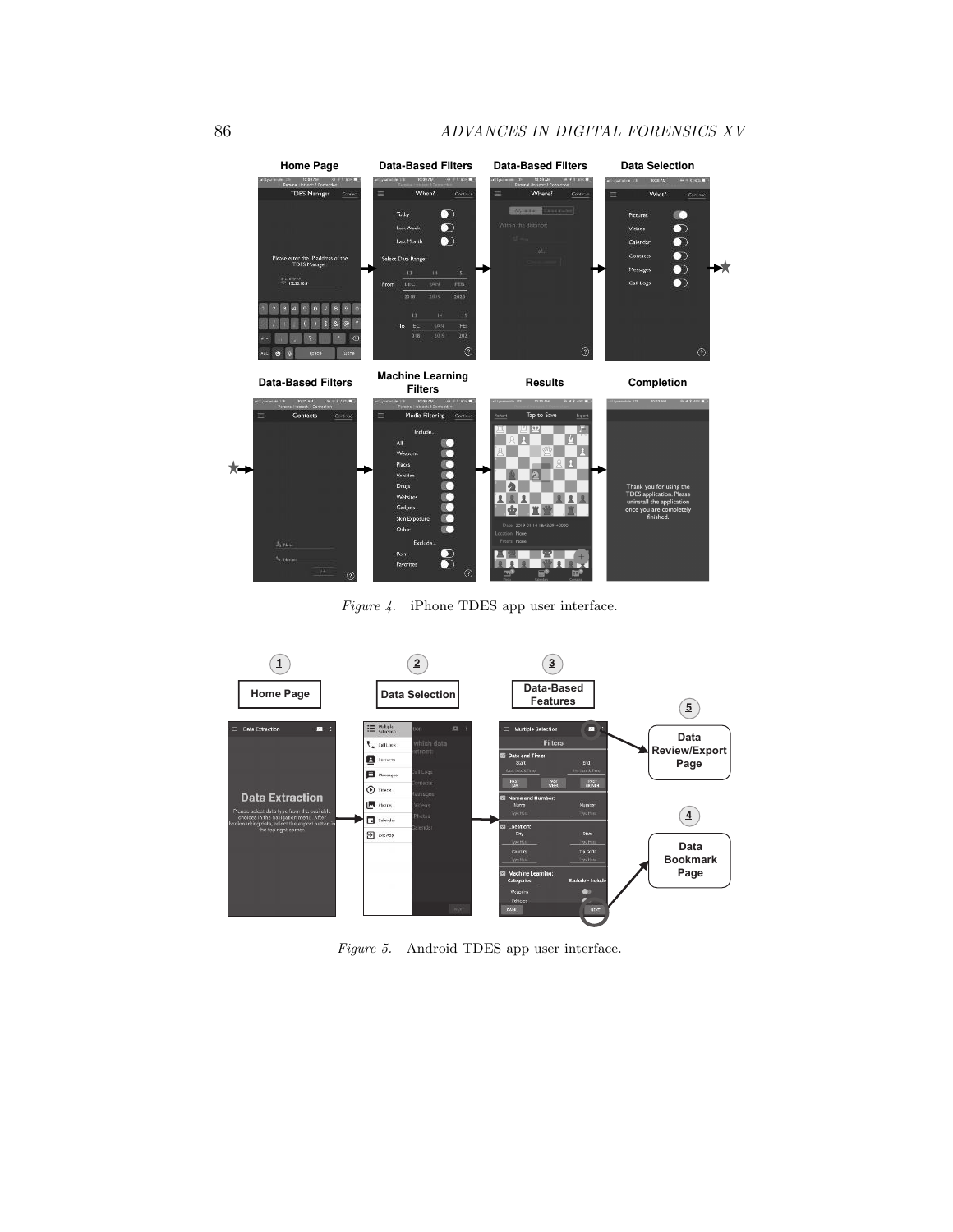*Figure 4.* iPhone TDES app user interface.

*Figure 5.* Android TDES app user interface.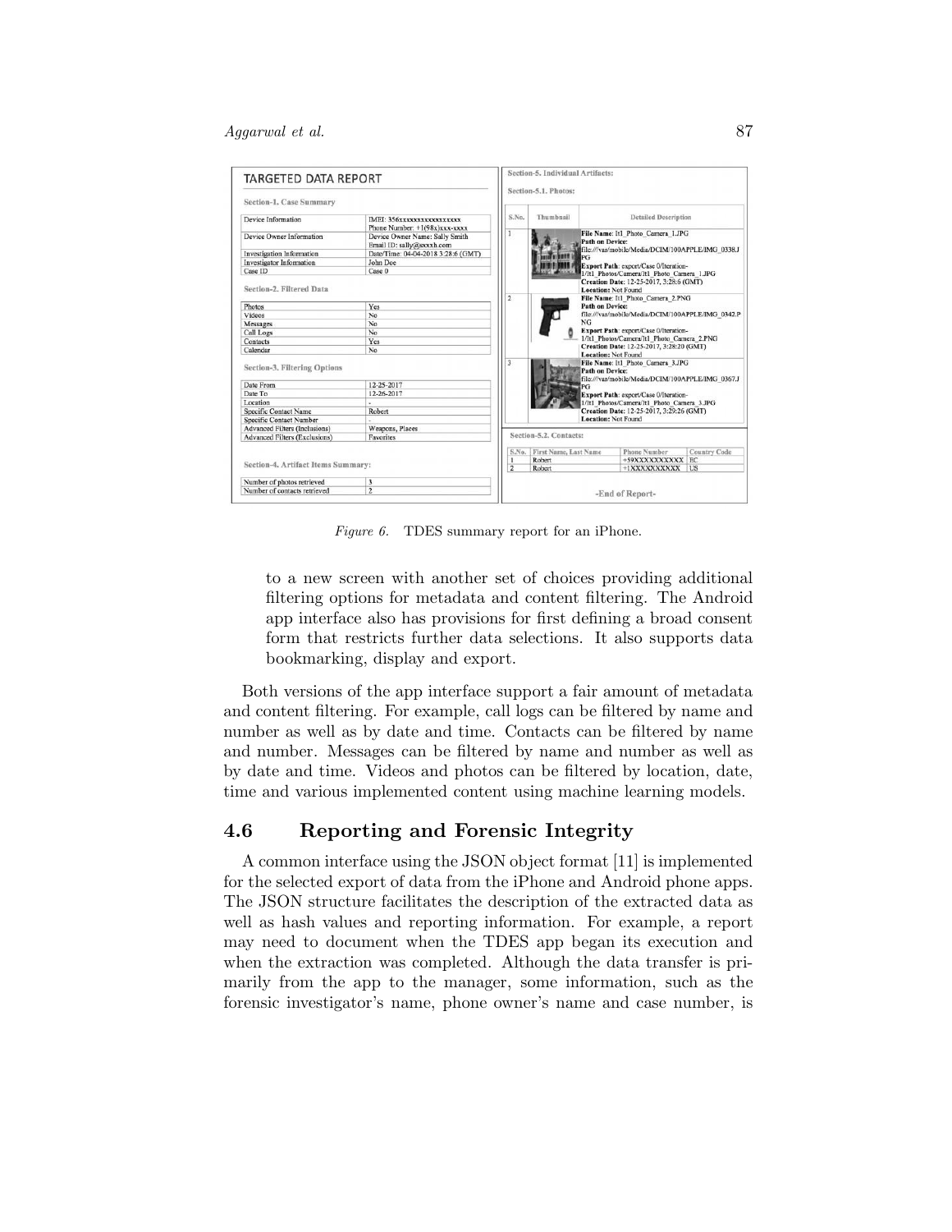TARGETED DATA REPORT

**Section-1. Case Summary**

| | |
|---|---|
| Device Information | IMEI: 356xxxxxxxxxxxxxxx Phone Number: +1(98x)xxx-xxxx |
| Device Owner Information | Device Owner Name: Sally Smith Email ID: sally@xxxxh.com |
| Investigation Information | Date/Time: 04-04-2018 3:28:6 (GMT) |
| Investigator Information | John Doe |
| Case ID | Case 0 |

**Section-2. Filtered Data**

| | |
|---|---|
| Photos | Yes |
| Videos | No |
| Messages | No |
| Call Logs | No |
| Contacts | Yes |
| Calendar | No |

**Section-3. Filtering Options**

| | |
|---|---|
| Date From | 12-25-2017 |
| Date To | 12-26-2017 |
| Location | - |
| Specific Contact Name | Robert |
| Specific Contact Number | - |
| Advanced Filters (Inclusions) | Weapons, Places |
| Advanced Filters (Exclusions) | Favorites |

**Section-4. Artifact Items Summary:**

| | |
|---|---|
| Number of photos retrieved | 3 |
| Number of contacts retrieved | 2 |

**Section-5. Individual Artifacts:**

**Section-5.1. Photos:**

| S.No. | Thumbnail | Detailed Description |
|---|---|---|
| 1 | | **File Name:** It1_Photo_Camera_1.JPG **Path on Device:** file:///var/mobile/Media/DCIM/100APPLE/IMG_0338.JPG **Export Path:** export/Case 0/Iteration-1/It1_Photos/Camera/It1_Photo_Camera_1.JPG **Creation Date:** 12-25-2017, 3:28:6 (GMT) **Location:** Not Found |
| 2 | | **File Name:** It1_Photo_Camera_2.PNG **Path on Device:** file:///var/mobile/Media/DCIM/100APPLE/IMG_0342.PNG **Export Path:** export/Case 0/Iteration-1/It1_Photos/Camera/It1_Photo_Camera_2.PNG **Creation Date:** 12-25-2017, 3:28:20 (GMT) **Location:** Not Found |
| 3 | | **File Name:** It1_Photo_Camera_3.JPG **Path on Device:** file:///var/mobile/Media/DCIM/100APPLE/IMG_0367.JPG **Export Path:** export/Case 0/Iteration-1/It1_Photos/Camera/It1_Photo_Camera_3.JPG **Creation Date:** 12-25-2017, 3:29:26 (GMT) **Location:** Not Found |

**Section-5.2. Contacts:**

| S.No. | First Name, Last Name | Phone Number | Country Code |
|---|---|---|---|
| 1 | Robert | +59XXXXXXXXXX | EC |
| 2 | Robert | +1XXXXXXXXXX | US |

-End of Report-

*Figure 6.* TDES summary report for an iPhone.

to a new screen with another set of choices providing additional filtering options for metadata and content filtering. The Android app interface also has provisions for first defining a broad consent form that restricts further data selections. It also supports data bookmarking, display and export.

Both versions of the app interface support a fair amount of metadata and content filtering. For example, call logs can be filtered by name and number as well as by date and time. Contacts can be filtered by name and number. Messages can be filtered by name and number as well as by date and time. Videos and photos can be filtered by location, date, time and various implemented content using machine learning models.

## 4.6 Reporting and Forensic Integrity

A common interface using the JSON object format [11] is implemented for the selected export of data from the iPhone and Android phone apps. The JSON structure facilitates the description of the extracted data as well as hash values and reporting information. For example, a report may need to document when the TDES app began its execution and when the extraction was completed. Although the data transfer is primarily from the app to the manager, some information, such as the forensic investigator's name, phone owner's name and case number, is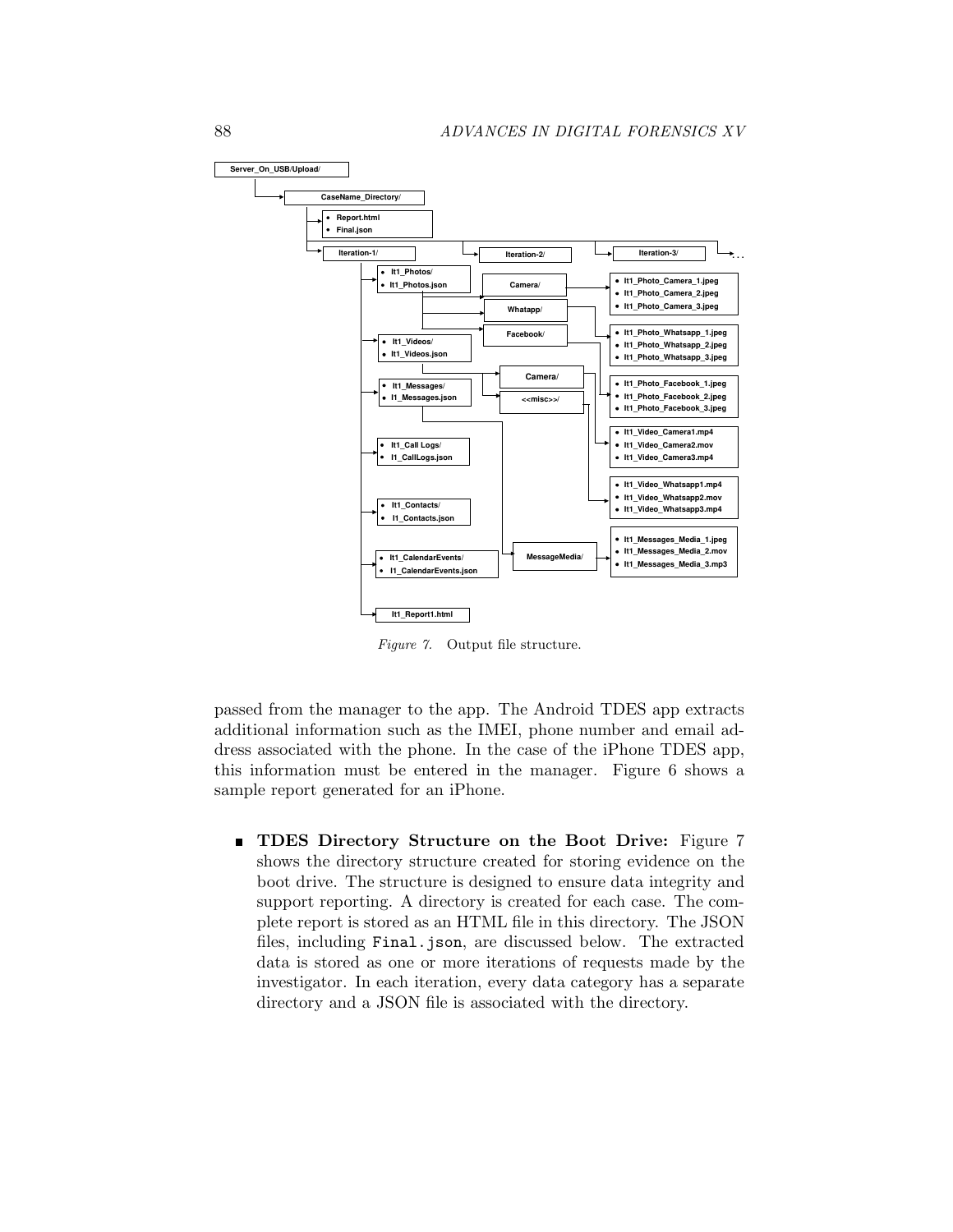Figure 7. Output file structure.

passed from the manager to the app. The Android TDES app extracts additional information such as the IMEI, phone number and email address associated with the phone. In the case of the iPhone TDES app, this information must be entered in the manager. Figure 6 shows a sample report generated for an iPhone.

- **TDES Directory Structure on the Boot Drive:** Figure 7 shows the directory structure created for storing evidence on the boot drive. The structure is designed to ensure data integrity and support reporting. A directory is created for each case. The complete report is stored as an HTML file in this directory. The JSON files, including `Final.json`, are discussed below. The extracted data is stored as one or more iterations of requests made by the investigator. In each iteration, every data category has a separate directory and a JSON file is associated with the directory.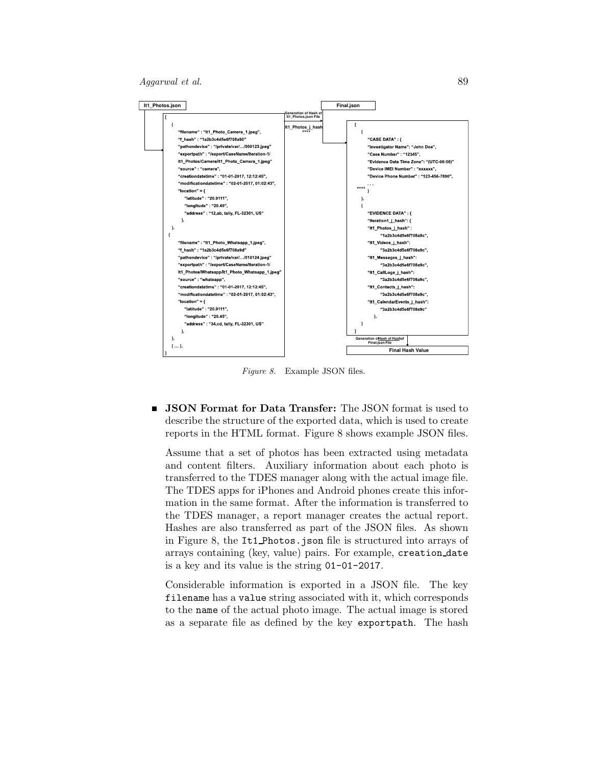**It1_Photos.json**

```
[
  {
    "filename" : "It1_Photo_Camera_1.jpeg",
    "f_hash" : "1a2b3c4d5e6f708a90"
    "pathondevice" : "/private/var/…/000123.jpeg"
    "exportpath" : "/export/CaseName/Iteration-1/
    It1_Photos/Camera/It1_Photo_Camera_1.jpeg"
    "source" : "camera",
    "creationdatetime" : "01-01-2017, 12:12:45",
    "modificationdatetime" : "02-01-2017, 01:02:43",
    "location" = {
      "latitude" : "20.9111",
      "longitude" : "20.45",
      "address" : "12,ab, tally, FL-32301, US"
    },
  },
  {
    "filename" : "It1_Photo_Whatsapp_1.jpeg",
    "f_hash" : "1a2b3c4d5e6f708a9d"
    "pathondevice" : "/private/var/…/010124.jpeg"
    "exportpath" : "/export/CaseName/Iteration-1/
    It1_Photos/Whatsapp/It1_Photo_Whatsapp_1.jpeg"
    "source" : "whatsapp",
    "creationdatetime" : "01-01-2017, 12:12:45",
    "modificationdatetime" : "02-01-2017, 01:02:43",
    "location" = {
      "latitude" : "20.9111",
      "longitude" : "20.45",
      "address" : "34,cd, tally, FL-32301, US"
    },
  },
  { ... },
]
```

Generation of Hash of It1_Photos.json File → It1_Photos_j_hash ****

**Final.json**

```
[
  {
    "CASE DATA" : {
    "Investigator Name": "John Doe",
    "Case Number" : "12345",
    "Evidence Data Time Zone": "(UTC-06:00)"
    "Device IMEI Number" : "xxxxxx",
    "Device Phone Number" : "123-456-7890",
    . . .
 **** }
  },
  {
    "EVIDENCE DATA" : {
    "Iteration1_j_hash": {
    "It1_Photos_j_hash" :
        "1a2b3c4d5e6f708a9c",
    "It1_Videos_j_hash":
        "3a2b3c4d5e6f708a9c",
    "It1_Messages_j_hash":
        "3a2b3c4d5e6f708a9c",
    "It1_CallLogs_j_hash":
        "3a2b3c4d5e6f708a9c",
    "It1_Contacts_j_hash":
        "3a2b3c4d5e6f708a9c",
    "It1_CalendarEvents_j_hash":
        "3a2b3c4d5e6f708a9c"
      },
  }
]
```

Generation of Hash of Hash of Final.json File → **Final Hash Value**

*Figure 8.* Example JSON files.

- **JSON Format for Data Transfer:** The JSON format is used to describe the structure of the exported data, which is used to create reports in the HTML format. Figure 8 shows example JSON files.

  Assume that a set of photos has been extracted using metadata and content filters. Auxiliary information about each photo is transferred to the TDES manager along with the actual image file. The TDES apps for iPhones and Android phones create this information in the same format. After the information is transferred to the TDES manager, a report manager creates the actual report. Hashes are also transferred as part of the JSON files. As shown in Figure 8, the `It1_Photos.json` file is structured into arrays of arrays containing (key, value) pairs. For example, `creation_date` is a key and its value is the string `01-01-2017`.

  Considerable information is exported in a JSON file. The key `filename` has a `value` string associated with it, which corresponds to the `name` of the actual photo image. The actual image is stored as a separate file as defined by the key `exportpath`. The hash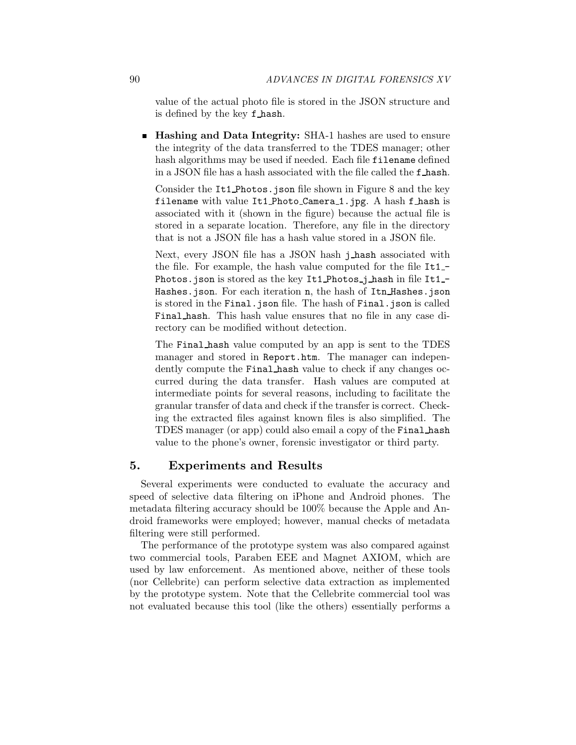value of the actual photo file is stored in the JSON structure and is defined by the key `f_hash`.

- **Hashing and Data Integrity:** SHA-1 hashes are used to ensure the integrity of the data transferred to the TDES manager; other hash algorithms may be used if needed. Each file `filename` defined in a JSON file has a hash associated with the file called the `f_hash`.

  Consider the `It1_Photos.json` file shown in Figure 8 and the key `filename` with value `It1_Photo_Camera_1.jpg`. A hash `f_hash` is associated with it (shown in the figure) because the actual file is stored in a separate location. Therefore, any file in the directory that is not a JSON file has a hash value stored in a JSON file.

  Next, every JSON file has a JSON hash `j_hash` associated with the file. For example, the hash value computed for the file `It1_Photos.json` is stored as the key `It1_Photos_j_hash` in file `It1_Hashes.json`. For each iteration `n`, the hash of `Itn_Hashes.json` is stored in the `Final.json` file. The hash of `Final.json` is called `Final_hash`. This hash value ensures that no file in any case directory can be modified without detection.

  The `Final_hash` value computed by an app is sent to the TDES manager and stored in `Report.htm`. The manager can independently compute the `Final_hash` value to check if any changes occurred during the data transfer. Hash values are computed at intermediate points for several reasons, including to facilitate the granular transfer of data and check if the transfer is correct. Checking the extracted files against known files is also simplified. The TDES manager (or app) could also email a copy of the `Final_hash` value to the phone's owner, forensic investigator or third party.

## 5. Experiments and Results

Several experiments were conducted to evaluate the accuracy and speed of selective data filtering on iPhone and Android phones. The metadata filtering accuracy should be 100% because the Apple and Android frameworks were employed; however, manual checks of metadata filtering were still performed.

The performance of the prototype system was also compared against two commercial tools, Paraben EEE and Magnet AXIOM, which are used by law enforcement. As mentioned above, neither of these tools (nor Cellebrite) can perform selective data extraction as implemented by the prototype system. Note that the Cellebrite commercial tool was not evaluated because this tool (like the others) essentially performs a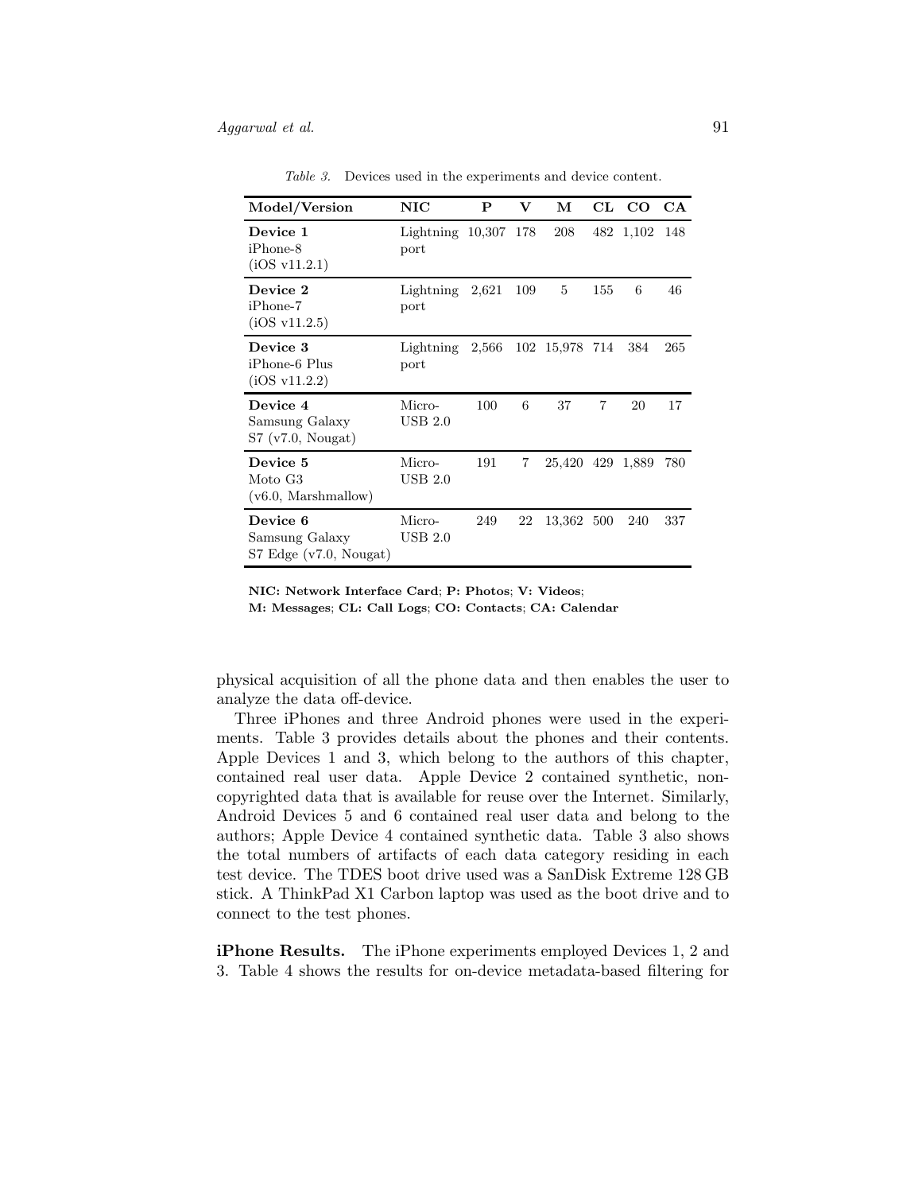*Table 3.* Devices used in the experiments and device content.

| Model/Version | NIC | P | V | M | CL | CO | CA |
|---|---|---|---|---|---|---|---|
| **Device 1** iPhone-8 (iOS v11.2.1) | Lightning port | 10,307 | 178 | 208 | 482 | 1,102 | 148 |
| **Device 2** iPhone-7 (iOS v11.2.5) | Lightning port | 2,621 | 109 | 5 | 155 | 6 | 46 |
| **Device 3** iPhone-6 Plus (iOS v11.2.2) | Lightning port | 2,566 | 102 | 15,978 | 714 | 384 | 265 |
| **Device 4** Samsung Galaxy S7 (v7.0, Nougat) | Micro-USB 2.0 | 100 | 6 | 37 | 7 | 20 | 17 |
| **Device 5** Moto G3 (v6.0, Marshmallow) | Micro-USB 2.0 | 191 | 7 | 25,420 | 429 | 1,889 | 780 |
| **Device 6** Samsung Galaxy S7 Edge (v7.0, Nougat) | Micro-USB 2.0 | 249 | 22 | 13,362 | 500 | 240 | 337 |

**NIC: Network Interface Card**; **P: Photos**; **V: Videos**; **M: Messages**; **CL: Call Logs**; **CO: Contacts**; **CA: Calendar**

physical acquisition of all the phone data and then enables the user to analyze the data off-device.

Three iPhones and three Android phones were used in the experiments. Table 3 provides details about the phones and their contents. Apple Devices 1 and 3, which belong to the authors of this chapter, contained real user data. Apple Device 2 contained synthetic, non-copyrighted data that is available for reuse over the Internet. Similarly, Android Devices 5 and 6 contained real user data and belong to the authors; Apple Device 4 contained synthetic data. Table 3 also shows the total numbers of artifacts of each data category residing in each test device. The TDES boot drive used was a SanDisk Extreme 128 GB stick. A ThinkPad X1 Carbon laptop was used as the boot drive and to connect to the test phones.

**iPhone Results.** The iPhone experiments employed Devices 1, 2 and 3. Table 4 shows the results for on-device metadata-based filtering for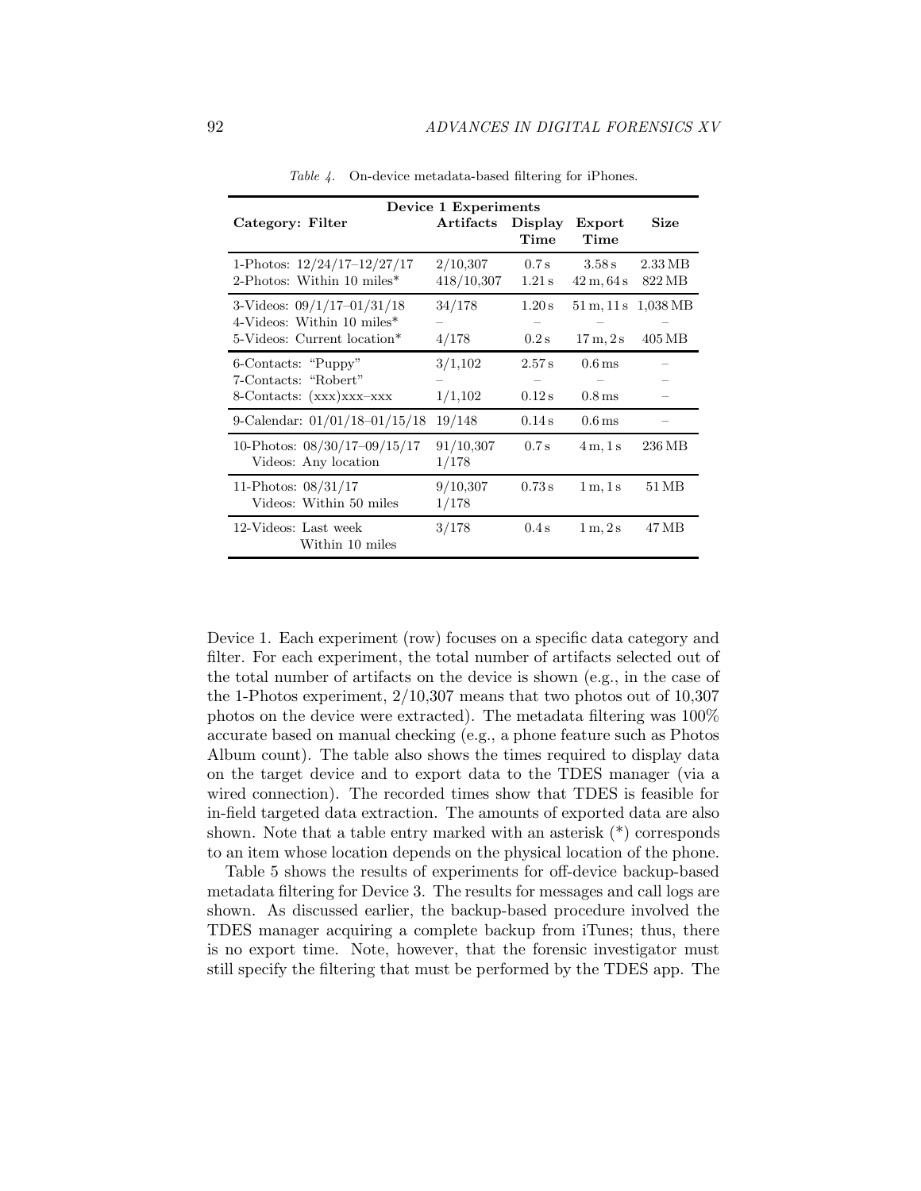*Table 4.* On-device metadata-based filtering for iPhones.

| Device 1 Experiments | | | | |
|---|---|---|---|---|
| **Category: Filter** | **Artifacts** | **Display Time** | **Export Time** | **Size** |
| 1-Photos: 12/24/17–12/27/17 | 2/10,307 | 0.7 s | 3.58 s | 2.33 MB |
| 2-Photos: Within 10 miles* | 418/10,307 | 1.21 s | 42 m, 64 s | 822 MB |
| 3-Videos: 09/1/17–01/31/18 | 34/178 | 1.20 s | 51 m, 11 s | 1,038 MB |
| 4-Videos: Within 10 miles* | – | – | – | – |
| 5-Videos: Current location* | 4/178 | 0.2 s | 17 m, 2 s | 405 MB |
| 6-Contacts: "Puppy" | 3/1,102 | 2.57 s | 0.6 ms | – |
| 7-Contacts: "Robert" | – | – | – | – |
| 8-Contacts: (xxx)xxx–xxx | 1/1,102 | 0.12 s | 0.8 ms | – |
| 9-Calendar: 01/01/18–01/15/18 | 19/148 | 0.14 s | 0.6 ms | – |
| 10-Photos: 08/30/17–09/15/17<br>Videos: Any location | 91/10,307<br>1/178 | 0.7 s | 4 m, 1 s | 236 MB |
| 11-Photos: 08/31/17<br>Videos: Within 50 miles | 9/10,307<br>1/178 | 0.73 s | 1 m, 1 s | 51 MB |
| 12-Videos: Last week<br>Within 10 miles | 3/178 | 0.4 s | 1 m, 2 s | 47 MB |

Device 1. Each experiment (row) focuses on a specific data category and filter. For each experiment, the total number of artifacts selected out of the total number of artifacts on the device is shown (e.g., in the case of the 1-Photos experiment, 2/10,307 means that two photos out of 10,307 photos on the device were extracted). The metadata filtering was 100% accurate based on manual checking (e.g., a phone feature such as Photos Album count). The table also shows the times required to display data on the target device and to export data to the TDES manager (via a wired connection). The recorded times show that TDES is feasible for in-field targeted data extraction. The amounts of exported data are also shown. Note that a table entry marked with an asterisk (*) corresponds to an item whose location depends on the physical location of the phone.

Table 5 shows the results of experiments for off-device backup-based metadata filtering for Device 3. The results for messages and call logs are shown. As discussed earlier, the backup-based procedure involved the TDES manager acquiring a complete backup from iTunes; thus, there is no export time. Note, however, that the forensic investigator must still specify the filtering that must be performed by the TDES app. The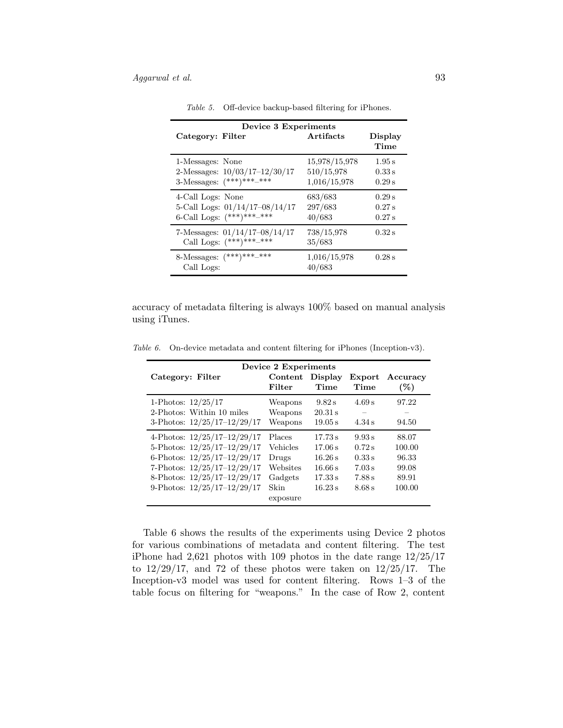*Table 5.* Off-device backup-based filtering for iPhones.

| Device 3 Experiments | | |
|---|---|---|
| **Category: Filter** | **Artifacts** | **Display Time** |
| 1-Messages: None | 15,978/15,978 | 1.95 s |
| 2-Messages: 10/03/17–12/30/17 | 510/15,978 | 0.33 s |
| 3-Messages: (***)***_*** | 1,016/15,978 | 0.29 s |
| 4-Call Logs: None | 683/683 | 0.29 s |
| 5-Call Logs: 01/14/17–08/14/17 | 297/683 | 0.27 s |
| 6-Call Logs: (***)***_*** | 40/683 | 0.27 s |
| 7-Messages: 01/14/17–08/14/17<br>Call Logs: (***)***_*** | 738/15,978<br>35/683 | 0.32 s |
| 8-Messages: (***)***_***<br>Call Logs: | 1,016/15,978<br>40/683 | 0.28 s |

accuracy of metadata filtering is always 100% based on manual analysis using iTunes.

*Table 6.* On-device metadata and content filtering for iPhones (Inception-v3).

| Device 2 Experiments | | | | |
|---|---|---|---|---|
| **Category: Filter** | **Content Filter** | **Display Time** | **Export Time** | **Accuracy (%)** |
| 1-Photos: 12/25/17 | Weapons | 9.82 s | 4.69 s | 97.22 |
| 2-Photos: Within 10 miles | Weapons | 20.31 s | – | – |
| 3-Photos: 12/25/17–12/29/17 | Weapons | 19.05 s | 4.34 s | 94.50 |
| 4-Photos: 12/25/17–12/29/17 | Places | 17.73 s | 9.93 s | 88.07 |
| 5-Photos: 12/25/17–12/29/17 | Vehicles | 17.06 s | 0.72 s | 100.00 |
| 6-Photos: 12/25/17–12/29/17 | Drugs | 16.26 s | 0.33 s | 96.33 |
| 7-Photos: 12/25/17–12/29/17 | Websites | 16.66 s | 7.03 s | 99.08 |
| 8-Photos: 12/25/17–12/29/17 | Gadgets | 17.33 s | 7.88 s | 89.91 |
| 9-Photos: 12/25/17–12/29/17 | Skin exposure | 16.23 s | 8.68 s | 100.00 |

Table 6 shows the results of the experiments using Device 2 photos for various combinations of metadata and content filtering. The test iPhone had 2,621 photos with 109 photos in the date range 12/25/17 to 12/29/17, and 72 of these photos were taken on 12/25/17. The Inception-v3 model was used for content filtering. Rows 1–3 of the table focus on filtering for "weapons." In the case of Row 2, content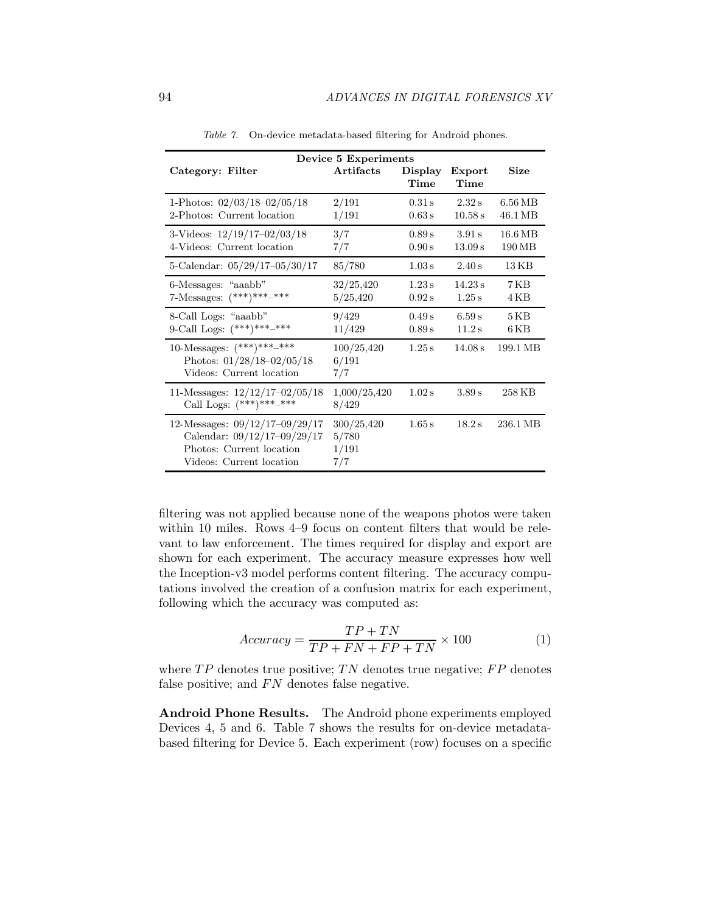*Table 7.* On-device metadata-based filtering for Android phones.

| Device 5 Experiments | | | | |
|---|---|---|---|---|
| **Category: Filter** | **Artifacts** | **Display Time** | **Export Time** | **Size** |
| 1-Photos: 02/03/18–02/05/18 | 2/191 | 0.31 s | 2.32 s | 6.56 MB |
| 2-Photos: Current location | 1/191 | 0.63 s | 10.58 s | 46.1 MB |
| 3-Videos: 12/19/17–02/03/18 | 3/7 | 0.89 s | 3.91 s | 16.6 MB |
| 4-Videos: Current location | 7/7 | 0.90 s | 13.09 s | 190 MB |
| 5-Calendar: 05/29/17–05/30/17 | 85/780 | 1.03 s | 2.40 s | 13 KB |
| 6-Messages: "aaabb" | 32/25,420 | 1.23 s | 14.23 s | 7 KB |
| 7-Messages: (***)***_*** | 5/25,420 | 0.92 s | 1.25 s | 4 KB |
| 8-Call Logs: "aaabb" | 9/429 | 0.49 s | 6.59 s | 5 KB |
| 9-Call Logs: (***)***_*** | 11/429 | 0.89 s | 11.2 s | 6 KB |
| 10-Messages: (***)***_*** Photos: 01/28/18–02/05/18 Videos: Current location | 100/25,420 6/191 7/7 | 1.25 s | 14.08 s | 199.1 MB |
| 11-Messages: 12/12/17–02/05/18 Call Logs: (***)***_*** | 1,000/25,420 8/429 | 1.02 s | 3.89 s | 258 KB |
| 12-Messages: 09/12/17–09/29/17 Calendar: 09/12/17–09/29/17 Photos: Current location Videos: Current location | 300/25,420 5/780 1/191 7/7 | 1.65 s | 18.2 s | 236.1 MB |

filtering was not applied because none of the weapons photos were taken within 10 miles. Rows 4–9 focus on content filters that would be relevant to law enforcement. The times required for display and export are shown for each experiment. The accuracy measure expresses how well the Inception-v3 model performs content filtering. The accuracy computations involved the creation of a confusion matrix for each experiment, following which the accuracy was computed as:

$$Accuracy = \frac{TP + TN}{TP + FN + FP + TN} \times 100 \tag{1}$$

where $TP$ denotes true positive; $TN$ denotes true negative; $FP$ denotes false positive; and $FN$ denotes false negative.

**Android Phone Results.** The Android phone experiments employed Devices 4, 5 and 6. Table 7 shows the results for on-device metadata-based filtering for Device 5. Each experiment (row) focuses on a specific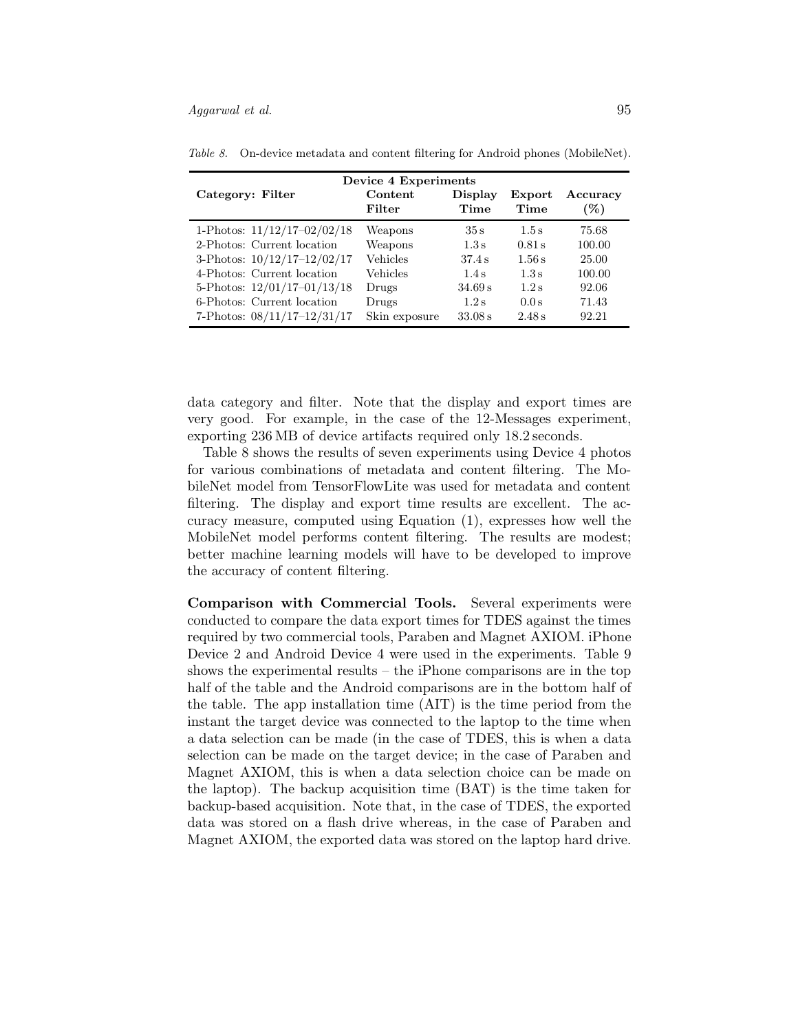*Table 8.* On-device metadata and content filtering for Android phones (MobileNet).

| **Device 4 Experiments** | | | | |
|---|---|---|---|---|
| **Category: Filter** | **Content Filter** | **Display Time** | **Export Time** | **Accuracy (%)** |
| 1-Photos: 11/12/17–02/02/18 | Weapons | 35 s | 1.5 s | 75.68 |
| 2-Photos: Current location | Weapons | 1.3 s | 0.81 s | 100.00 |
| 3-Photos: 10/12/17–12/02/17 | Vehicles | 37.4 s | 1.56 s | 25.00 |
| 4-Photos: Current location | Vehicles | 1.4 s | 1.3 s | 100.00 |
| 5-Photos: 12/01/17–01/13/18 | Drugs | 34.69 s | 1.2 s | 92.06 |
| 6-Photos: Current location | Drugs | 1.2 s | 0.0 s | 71.43 |
| 7-Photos: 08/11/17–12/31/17 | Skin exposure | 33.08 s | 2.48 s | 92.21 |

data category and filter. Note that the display and export times are very good. For example, in the case of the 12-Messages experiment, exporting 236 MB of device artifacts required only 18.2 seconds.

Table 8 shows the results of seven experiments using Device 4 photos for various combinations of metadata and content filtering. The MobileNet model from TensorFlowLite was used for metadata and content filtering. The display and export time results are excellent. The accuracy measure, computed using Equation (1), expresses how well the MobileNet model performs content filtering. The results are modest; better machine learning models will have to be developed to improve the accuracy of content filtering.

**Comparison with Commercial Tools.** Several experiments were conducted to compare the data export times for TDES against the times required by two commercial tools, Paraben and Magnet AXIOM. iPhone Device 2 and Android Device 4 were used in the experiments. Table 9 shows the experimental results – the iPhone comparisons are in the top half of the table and the Android comparisons are in the bottom half of the table. The app installation time (AIT) is the time period from the instant the target device was connected to the laptop to the time when a data selection can be made (in the case of TDES, this is when a data selection can be made on the target device; in the case of Paraben and Magnet AXIOM, this is when a data selection choice can be made on the laptop). The backup acquisition time (BAT) is the time taken for backup-based acquisition. Note that, in the case of TDES, the exported data was stored on a flash drive whereas, in the case of Paraben and Magnet AXIOM, the exported data was stored on the laptop hard drive.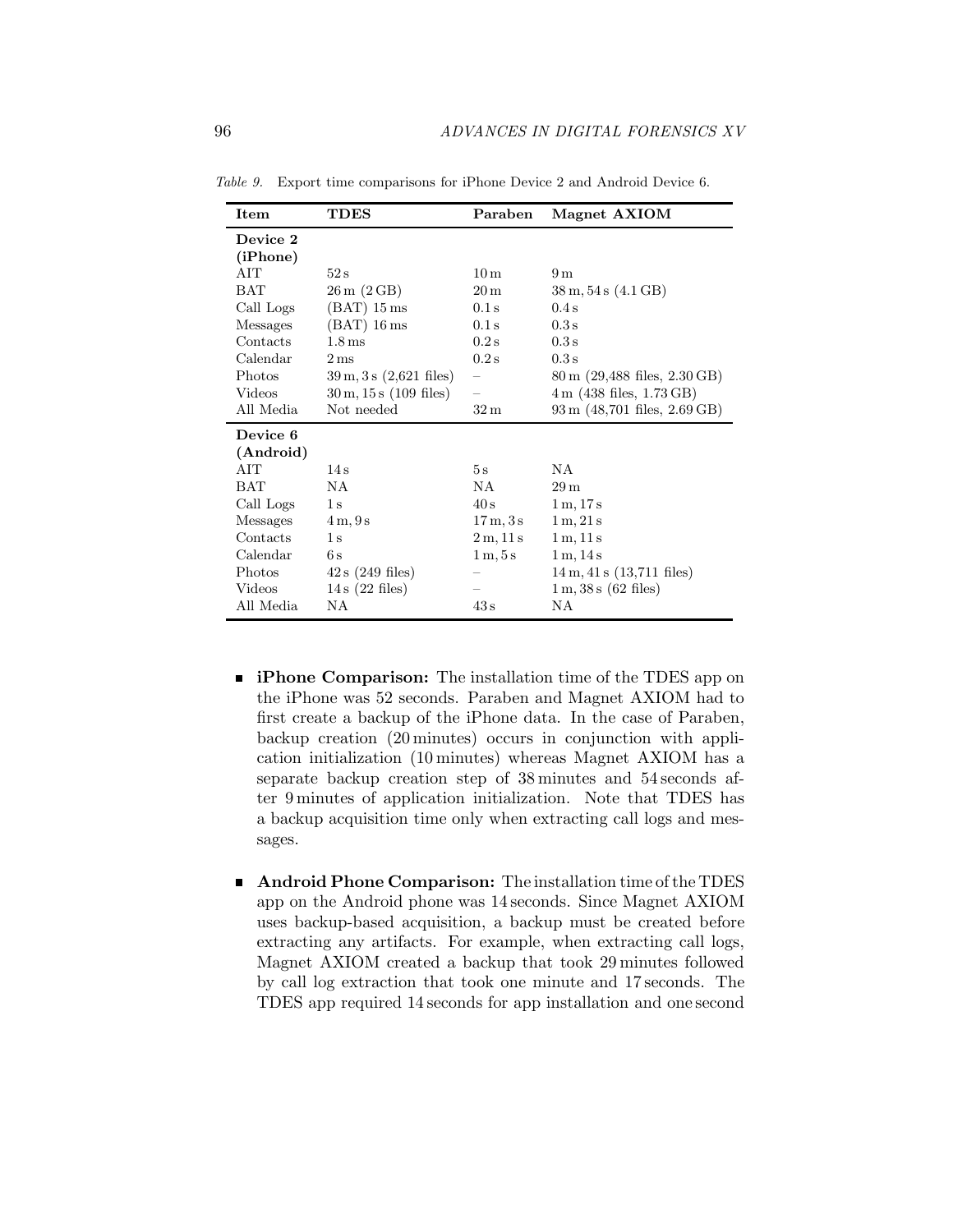*Table 9.* Export time comparisons for iPhone Device 2 and Android Device 6.

| Item | TDES | Paraben | Magnet AXIOM |
|---|---|---|---|
| **Device 2 (iPhone)** | | | |
| AIT | 52 s | 10 m | 9 m |
| BAT | 26 m (2 GB) | 20 m | 38 m, 54 s (4.1 GB) |
| Call Logs | (BAT) 15 ms | 0.1 s | 0.4 s |
| Messages | (BAT) 16 ms | 0.1 s | 0.3 s |
| Contacts | 1.8 ms | 0.2 s | 0.3 s |
| Calendar | 2 ms | 0.2 s | 0.3 s |
| Photos | 39 m, 3 s (2,621 files) | – | 80 m (29,488 files, 2.30 GB) |
| Videos | 30 m, 15 s (109 files) | – | 4 m (438 files, 1.73 GB) |
| All Media | Not needed | 32 m | 93 m (48,701 files, 2.69 GB) |
| **Device 6 (Android)** | | | |
| AIT | 14 s | 5 s | NA |
| BAT | NA | NA | 29 m |
| Call Logs | 1 s | 40 s | 1 m, 17 s |
| Messages | 4 m, 9 s | 17 m, 3 s | 1 m, 21 s |
| Contacts | 1 s | 2 m, 11 s | 1 m, 11 s |
| Calendar | 6 s | 1 m, 5 s | 1 m, 14 s |
| Photos | 42 s (249 files) | – | 14 m, 41 s (13,711 files) |
| Videos | 14 s (22 files) | – | 1 m, 38 s (62 files) |
| All Media | NA | 43 s | NA |

- **iPhone Comparison:** The installation time of the TDES app on the iPhone was 52 seconds. Paraben and Magnet AXIOM had to first create a backup of the iPhone data. In the case of Paraben, backup creation (20 minutes) occurs in conjunction with application initialization (10 minutes) whereas Magnet AXIOM has a separate backup creation step of 38 minutes and 54 seconds after 9 minutes of application initialization. Note that TDES has a backup acquisition time only when extracting call logs and messages.

- **Android Phone Comparison:** The installation time of the TDES app on the Android phone was 14 seconds. Since Magnet AXIOM uses backup-based acquisition, a backup must be created before extracting any artifacts. For example, when extracting call logs, Magnet AXIOM created a backup that took 29 minutes followed by call log extraction that took one minute and 17 seconds. The TDES app required 14 seconds for app installation and one second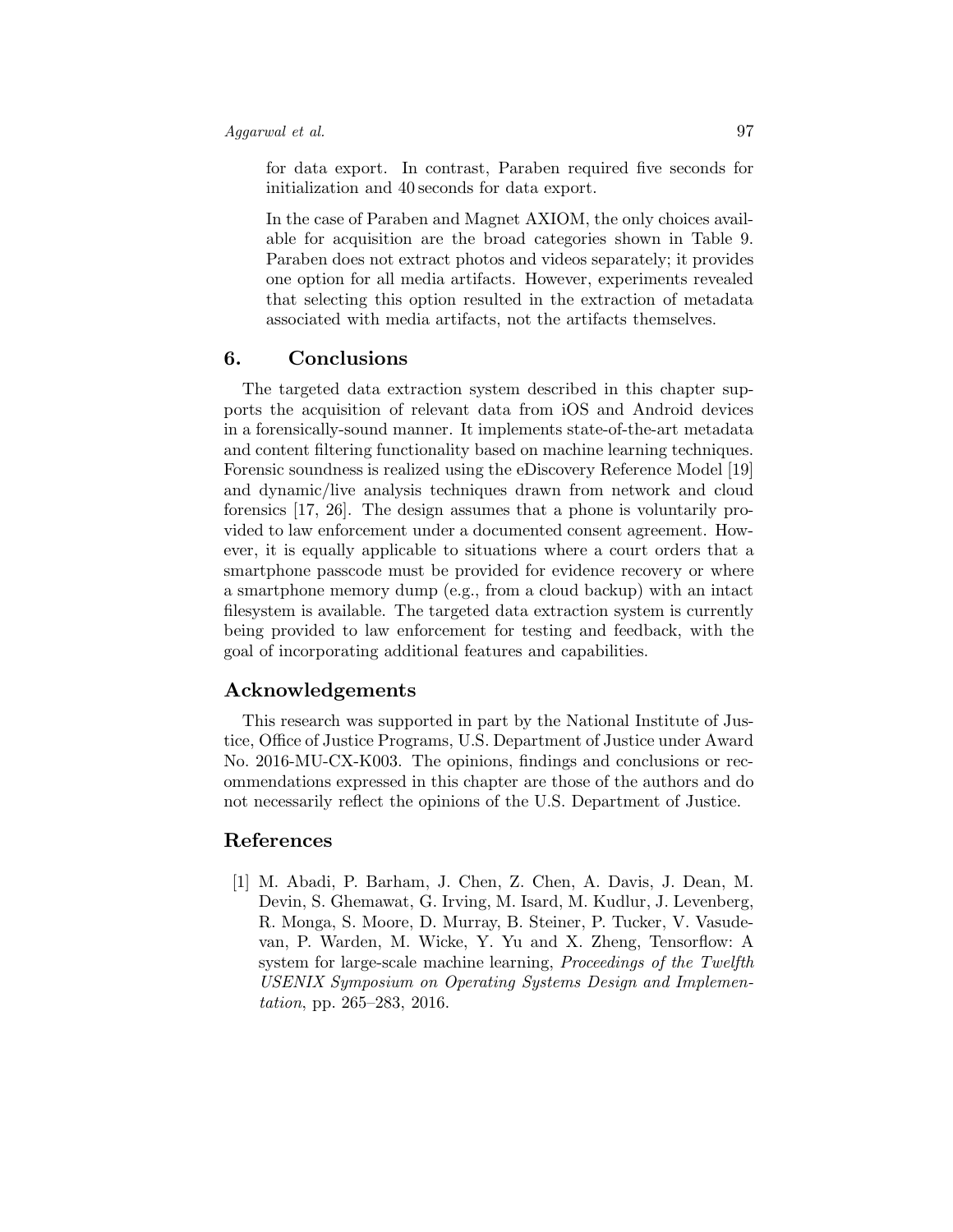for data export. In contrast, Paraben required five seconds for initialization and 40 seconds for data export.

In the case of Paraben and Magnet AXIOM, the only choices available for acquisition are the broad categories shown in Table 9. Paraben does not extract photos and videos separately; it provides one option for all media artifacts. However, experiments revealed that selecting this option resulted in the extraction of metadata associated with media artifacts, not the artifacts themselves.

## 6. Conclusions

The targeted data extraction system described in this chapter supports the acquisition of relevant data from iOS and Android devices in a forensically-sound manner. It implements state-of-the-art metadata and content filtering functionality based on machine learning techniques. Forensic soundness is realized using the eDiscovery Reference Model [19] and dynamic/live analysis techniques drawn from network and cloud forensics [17, 26]. The design assumes that a phone is voluntarily provided to law enforcement under a documented consent agreement. However, it is equally applicable to situations where a court orders that a smartphone passcode must be provided for evidence recovery or where a smartphone memory dump (e.g., from a cloud backup) with an intact filesystem is available. The targeted data extraction system is currently being provided to law enforcement for testing and feedback, with the goal of incorporating additional features and capabilities.

## Acknowledgements

This research was supported in part by the National Institute of Justice, Office of Justice Programs, U.S. Department of Justice under Award No. 2016-MU-CX-K003. The opinions, findings and conclusions or recommendations expressed in this chapter are those of the authors and do not necessarily reflect the opinions of the U.S. Department of Justice.

## References

[1] M. Abadi, P. Barham, J. Chen, Z. Chen, A. Davis, J. Dean, M. Devin, S. Ghemawat, G. Irving, M. Isard, M. Kudlur, J. Levenberg, R. Monga, S. Moore, D. Murray, B. Steiner, P. Tucker, V. Vasudevan, P. Warden, M. Wicke, Y. Yu and X. Zheng, Tensorflow: A system for large-scale machine learning, *Proceedings of the Twelfth USENIX Symposium on Operating Systems Design and Implementation*, pp. 265–283, 2016.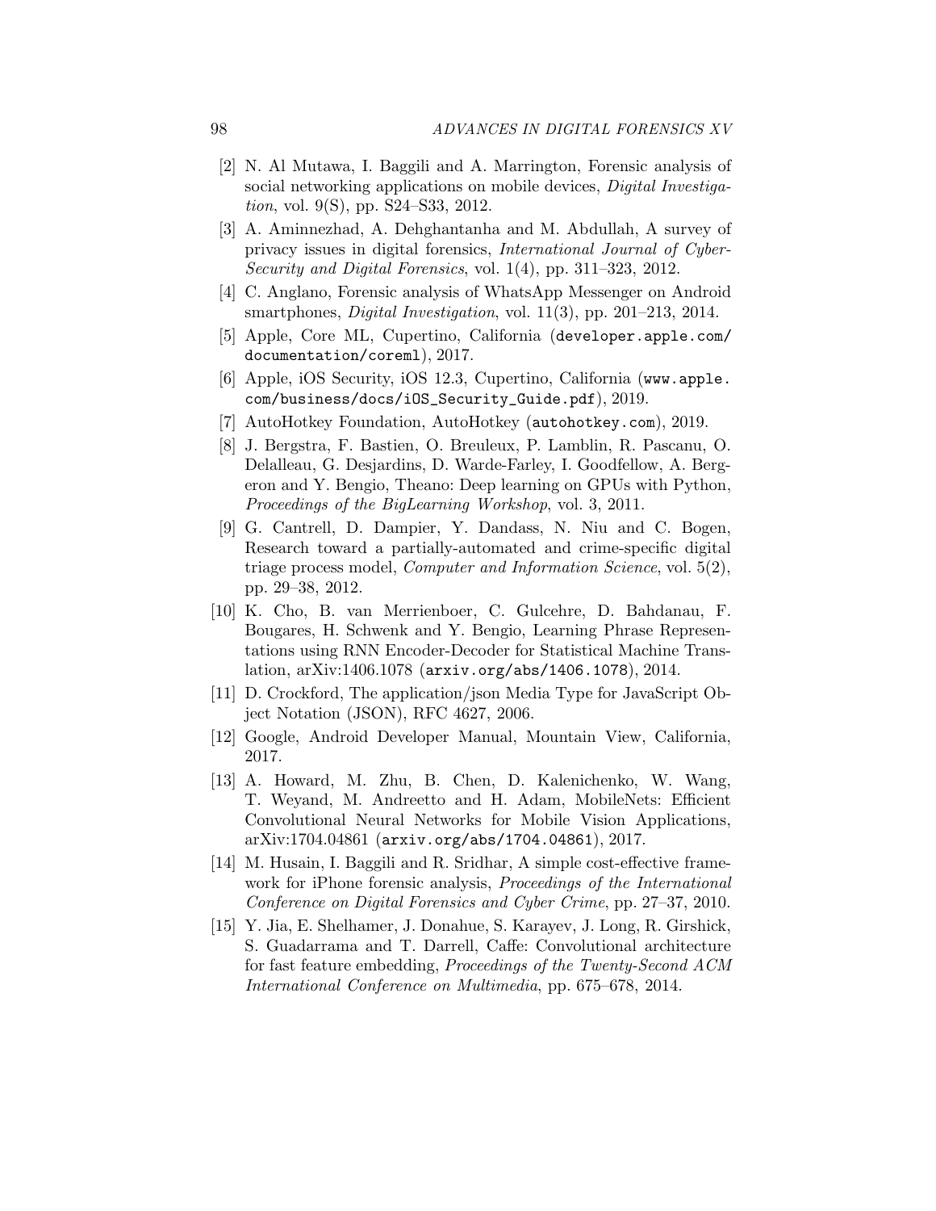[2] N. Al Mutawa, I. Baggili and A. Marrington, Forensic analysis of social networking applications on mobile devices, *Digital Investigation*, vol. 9(S), pp. S24–S33, 2012.

[3] A. Aminnezhad, A. Dehghantanha and M. Abdullah, A survey of privacy issues in digital forensics, *International Journal of Cyber-Security and Digital Forensics*, vol. 1(4), pp. 311–323, 2012.

[4] C. Anglano, Forensic analysis of WhatsApp Messenger on Android smartphones, *Digital Investigation*, vol. 11(3), pp. 201–213, 2014.

[5] Apple, Core ML, Cupertino, California (`developer.apple.com/documentation/coreml`), 2017.

[6] Apple, iOS Security, iOS 12.3, Cupertino, California (`www.apple.com/business/docs/iOS_Security_Guide.pdf`), 2019.

[7] AutoHotkey Foundation, AutoHotkey (`autohotkey.com`), 2019.

[8] J. Bergstra, F. Bastien, O. Breuleux, P. Lamblin, R. Pascanu, O. Delalleau, G. Desjardins, D. Warde-Farley, I. Goodfellow, A. Bergeron and Y. Bengio, Theano: Deep learning on GPUs with Python, *Proceedings of the BigLearning Workshop*, vol. 3, 2011.

[9] G. Cantrell, D. Dampier, Y. Dandass, N. Niu and C. Bogen, Research toward a partially-automated and crime-specific digital triage process model, *Computer and Information Science*, vol. 5(2), pp. 29–38, 2012.

[10] K. Cho, B. van Merrienboer, C. Gulcehre, D. Bahdanau, F. Bougares, H. Schwenk and Y. Bengio, Learning Phrase Representations using RNN Encoder-Decoder for Statistical Machine Translation, arXiv:1406.1078 (`arxiv.org/abs/1406.1078`), 2014.

[11] D. Crockford, The application/json Media Type for JavaScript Object Notation (JSON), RFC 4627, 2006.

[12] Google, Android Developer Manual, Mountain View, California, 2017.

[13] A. Howard, M. Zhu, B. Chen, D. Kalenichenko, W. Wang, T. Weyand, M. Andreetto and H. Adam, MobileNets: Efficient Convolutional Neural Networks for Mobile Vision Applications, arXiv:1704.04861 (`arxiv.org/abs/1704.04861`), 2017.

[14] M. Husain, I. Baggili and R. Sridhar, A simple cost-effective framework for iPhone forensic analysis, *Proceedings of the International Conference on Digital Forensics and Cyber Crime*, pp. 27–37, 2010.

[15] Y. Jia, E. Shelhamer, J. Donahue, S. Karayev, J. Long, R. Girshick, S. Guadarrama and T. Darrell, Caffe: Convolutional architecture for fast feature embedding, *Proceedings of the Twenty-Second ACM International Conference on Multimedia*, pp. 675–678, 2014.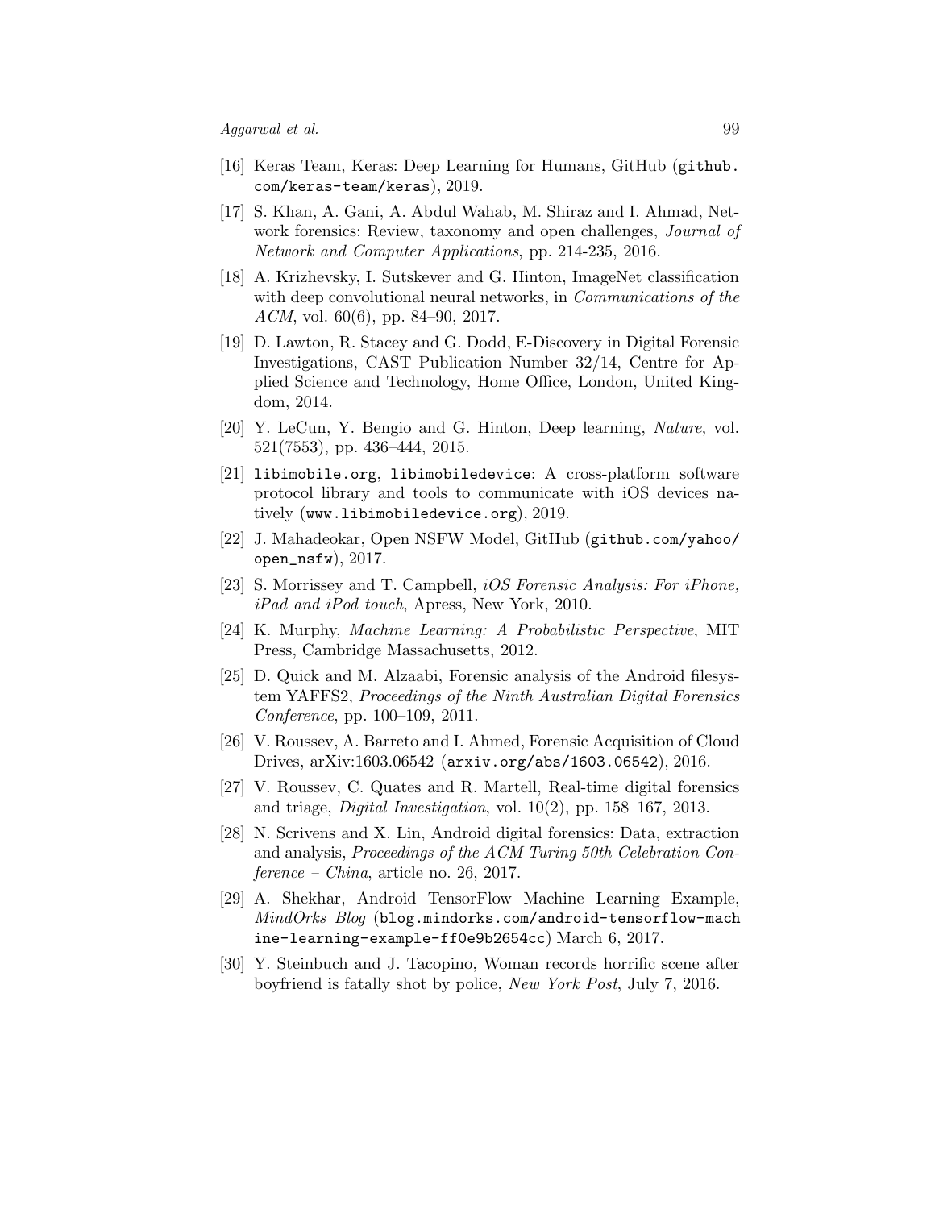[16] Keras Team, Keras: Deep Learning for Humans, GitHub (`github.com/keras-team/keras`), 2019.

[17] S. Khan, A. Gani, A. Abdul Wahab, M. Shiraz and I. Ahmad, Network forensics: Review, taxonomy and open challenges, *Journal of Network and Computer Applications*, pp. 214-235, 2016.

[18] A. Krizhevsky, I. Sutskever and G. Hinton, ImageNet classification with deep convolutional neural networks, in *Communications of the ACM*, vol. 60(6), pp. 84–90, 2017.

[19] D. Lawton, R. Stacey and G. Dodd, E-Discovery in Digital Forensic Investigations, CAST Publication Number 32/14, Centre for Applied Science and Technology, Home Office, London, United Kingdom, 2014.

[20] Y. LeCun, Y. Bengio and G. Hinton, Deep learning, *Nature*, vol. 521(7553), pp. 436–444, 2015.

[21] `libimobile.org`, `libimobiledevice`: A cross-platform software protocol library and tools to communicate with iOS devices natively (`www.libimobiledevice.org`), 2019.

[22] J. Mahadeokar, Open NSFW Model, GitHub (`github.com/yahoo/open_nsfw`), 2017.

[23] S. Morrissey and T. Campbell, *iOS Forensic Analysis: For iPhone, iPad and iPod touch*, Apress, New York, 2010.

[24] K. Murphy, *Machine Learning: A Probabilistic Perspective*, MIT Press, Cambridge Massachusetts, 2012.

[25] D. Quick and M. Alzaabi, Forensic analysis of the Android filesystem YAFFS2, *Proceedings of the Ninth Australian Digital Forensics Conference*, pp. 100–109, 2011.

[26] V. Roussev, A. Barreto and I. Ahmed, Forensic Acquisition of Cloud Drives, arXiv:1603.06542 (`arxiv.org/abs/1603.06542`), 2016.

[27] V. Roussev, C. Quates and R. Martell, Real-time digital forensics and triage, *Digital Investigation*, vol. 10(2), pp. 158–167, 2013.

[28] N. Scrivens and X. Lin, Android digital forensics: Data, extraction and analysis, *Proceedings of the ACM Turing 50th Celebration Conference – China*, article no. 26, 2017.

[29] A. Shekhar, Android TensorFlow Machine Learning Example, *MindOrks Blog* (`blog.mindorks.com/android-tensorflow-machine-learning-example-ff0e9b2654cc`) March 6, 2017.

[30] Y. Steinbuch and J. Tacopino, Woman records horrific scene after boyfriend is fatally shot by police, *New York Post*, July 7, 2016.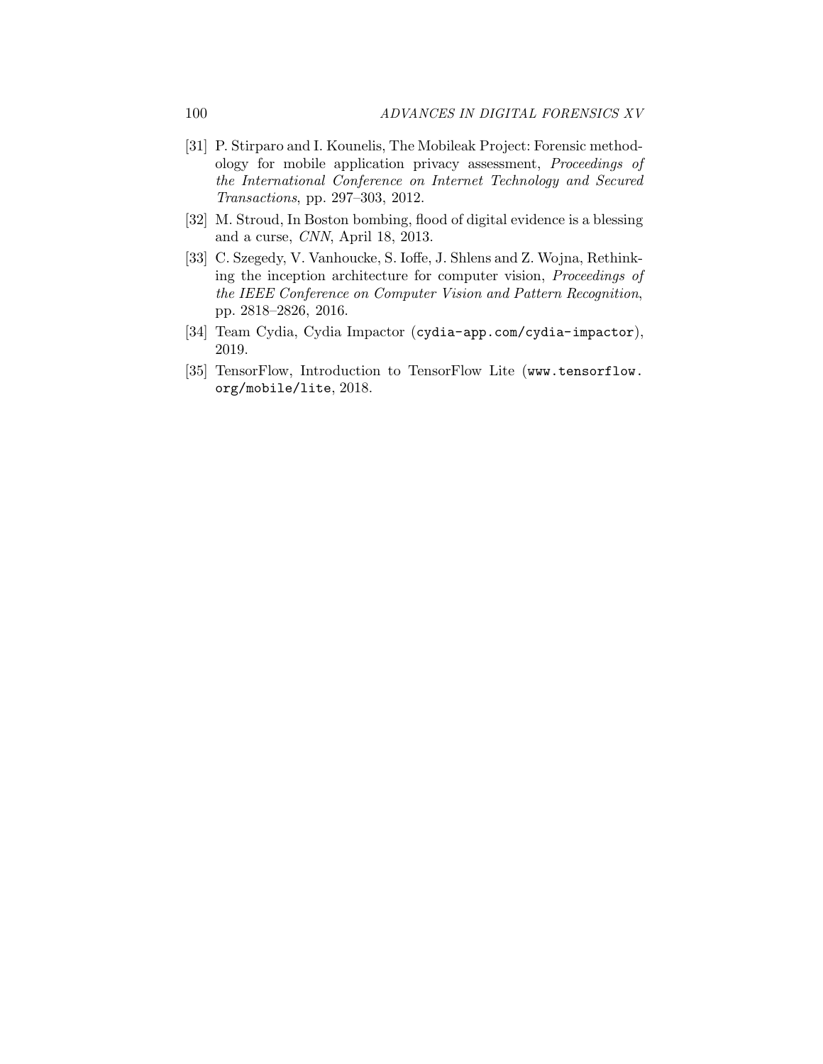[31] P. Stirparo and I. Kounelis, The Mobileak Project: Forensic methodology for mobile application privacy assessment, *Proceedings of the International Conference on Internet Technology and Secured Transactions*, pp. 297–303, 2012.

[32] M. Stroud, In Boston bombing, flood of digital evidence is a blessing and a curse, *CNN*, April 18, 2013.

[33] C. Szegedy, V. Vanhoucke, S. Ioffe, J. Shlens and Z. Wojna, Rethinking the inception architecture for computer vision, *Proceedings of the IEEE Conference on Computer Vision and Pattern Recognition*, pp. 2818–2826, 2016.

[34] Team Cydia, Cydia Impactor (`cydia-app.com/cydia-impactor`), 2019.

[35] TensorFlow, Introduction to TensorFlow Lite (`www.tensorflow.org/mobile/lite`, 2018.